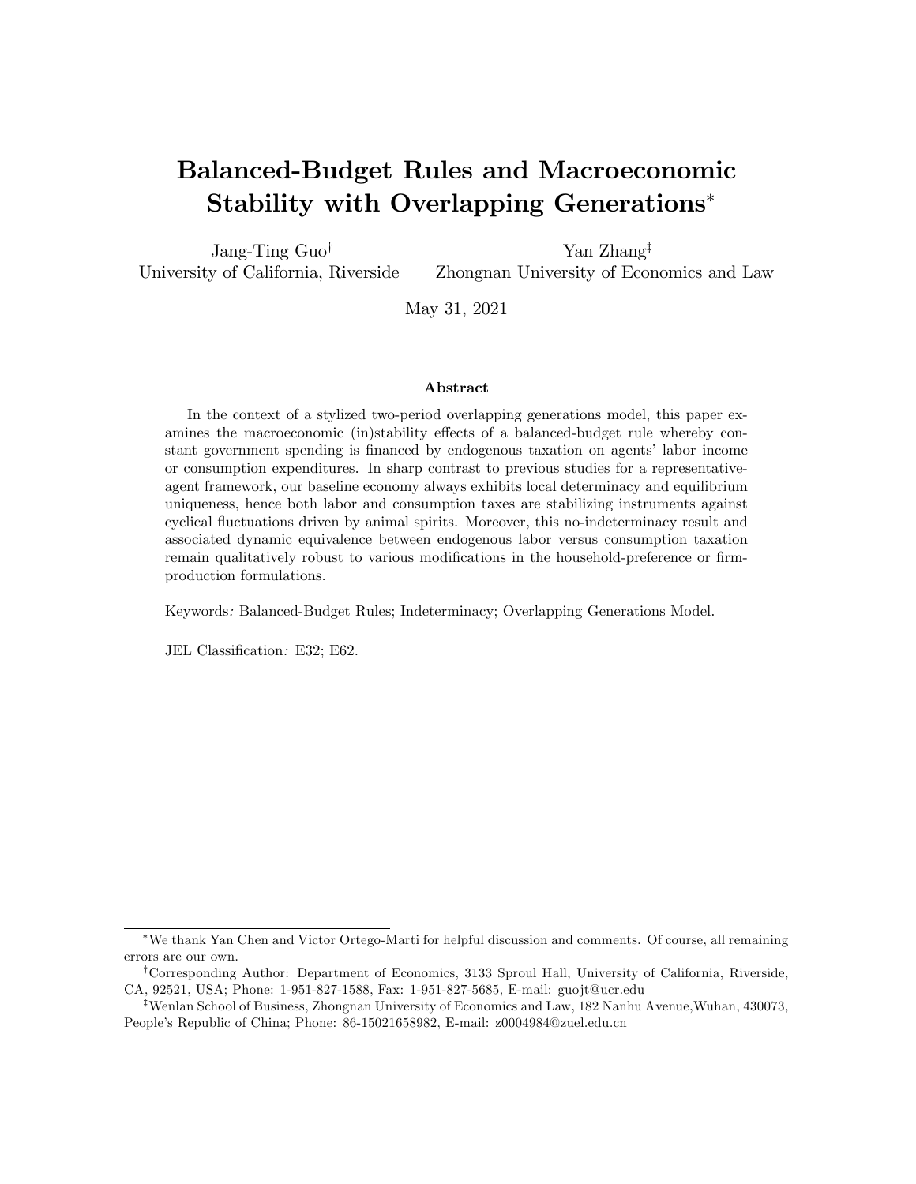# Balanced-Budget Rules and Macroeconomic Stability with Overlapping Generations[*]

Jang-Ting Guo[†]
University of California, Riverside

Yan Zhang[‡]
Zhongnan University of Economics and Law

May 31, 2021

### Abstract

In the context of a stylized two-period overlapping generations model, this paper examines the macroeconomic (in)stability effects of a balanced-budget rule whereby constant government spending is financed by endogenous taxation on agents' labor income or consumption expenditures. In sharp contrast to previous studies for a representative-agent framework, our baseline economy always exhibits local determinacy and equilibrium uniqueness, hence both labor and consumption taxes are stabilizing instruments against cyclical fluctuations driven by animal spirits. Moreover, this no-indeterminacy result and associated dynamic equivalence between endogenous labor versus consumption taxation remain qualitatively robust to various modifications in the household-preference or firm-production formulations.

Keywords*:* Balanced-Budget Rules; Indeterminacy; Overlapping Generations Model.

JEL Classification*:* E32; E62.

---

[*] We thank Yan Chen and Victor Ortego-Marti for helpful discussion and comments. Of course, all remaining errors are our own.

[†] Corresponding Author: Department of Economics, 3133 Sproul Hall, University of California, Riverside, CA, 92521, USA; Phone: 1-951-827-1588, Fax: 1-951-827-5685, E-mail: guojt@ucr.edu

[‡] Wenlan School of Business, Zhongnan University of Economics and Law, 182 Nanhu Avenue,Wuhan, 430073, People's Republic of China; Phone: 86-15021658982, E-mail: z0004984@zuel.edu.cn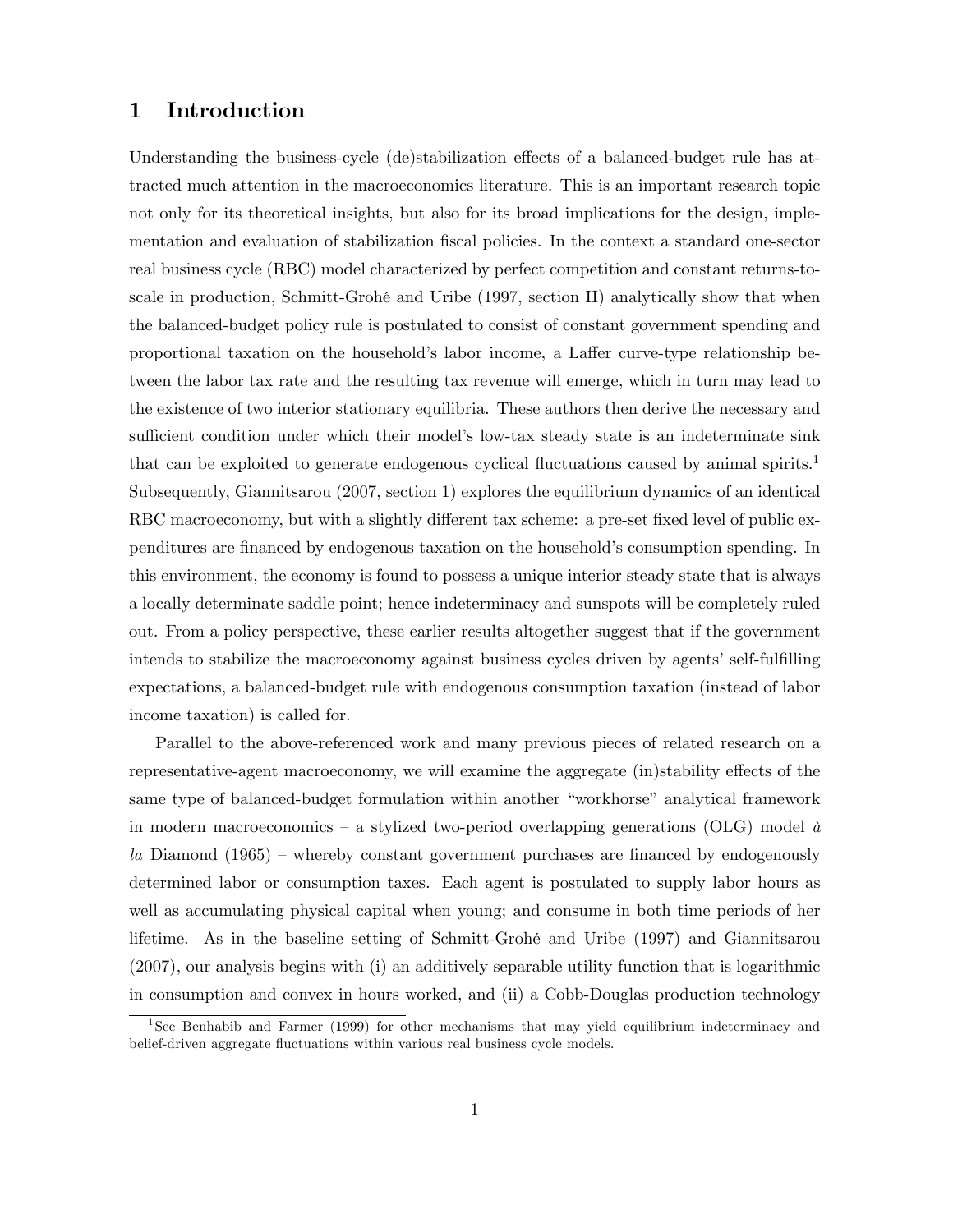# 1 Introduction

Understanding the business-cycle (de)stabilization effects of a balanced-budget rule has attracted much attention in the macroeconomics literature. This is an important research topic not only for its theoretical insights, but also for its broad implications for the design, implementation and evaluation of stabilization fiscal policies. In the context a standard one-sector real business cycle (RBC) model characterized by perfect competition and constant returns-to-scale in production, Schmitt-Grohé and Uribe (1997, section II) analytically show that when the balanced-budget policy rule is postulated to consist of constant government spending and proportional taxation on the household's labor income, a Laffer curve-type relationship between the labor tax rate and the resulting tax revenue will emerge, which in turn may lead to the existence of two interior stationary equilibria. These authors then derive the necessary and sufficient condition under which their model's low-tax steady state is an indeterminate sink that can be exploited to generate endogenous cyclical fluctuations caused by animal spirits.[1] Subsequently, Giannitsarou (2007, section 1) explores the equilibrium dynamics of an identical RBC macroeconomy, but with a slightly different tax scheme: a pre-set fixed level of public expenditures are financed by endogenous taxation on the household's consumption spending. In this environment, the economy is found to possess a unique interior steady state that is always a locally determinate saddle point; hence indeterminacy and sunspots will be completely ruled out. From a policy perspective, these earlier results altogether suggest that if the government intends to stabilize the macroeconomy against business cycles driven by agents' self-fulfilling expectations, a balanced-budget rule with endogenous consumption taxation (instead of labor income taxation) is called for.

Parallel to the above-referenced work and many previous pieces of related research on a representative-agent macroeconomy, we will examine the aggregate (in)stability effects of the same type of balanced-budget formulation within another "workhorse" analytical framework in modern macroeconomics – a stylized two-period overlapping generations (OLG) model *à la* Diamond (1965) – whereby constant government purchases are financed by endogenously determined labor or consumption taxes. Each agent is postulated to supply labor hours as well as accumulating physical capital when young; and consume in both time periods of her lifetime. As in the baseline setting of Schmitt-Grohé and Uribe (1997) and Giannitsarou (2007), our analysis begins with (i) an additively separable utility function that is logarithmic in consumption and convex in hours worked, and (ii) a Cobb-Douglas production technology

[1] See Benhabib and Farmer (1999) for other mechanisms that may yield equilibrium indeterminacy and belief-driven aggregate fluctuations within various real business cycle models.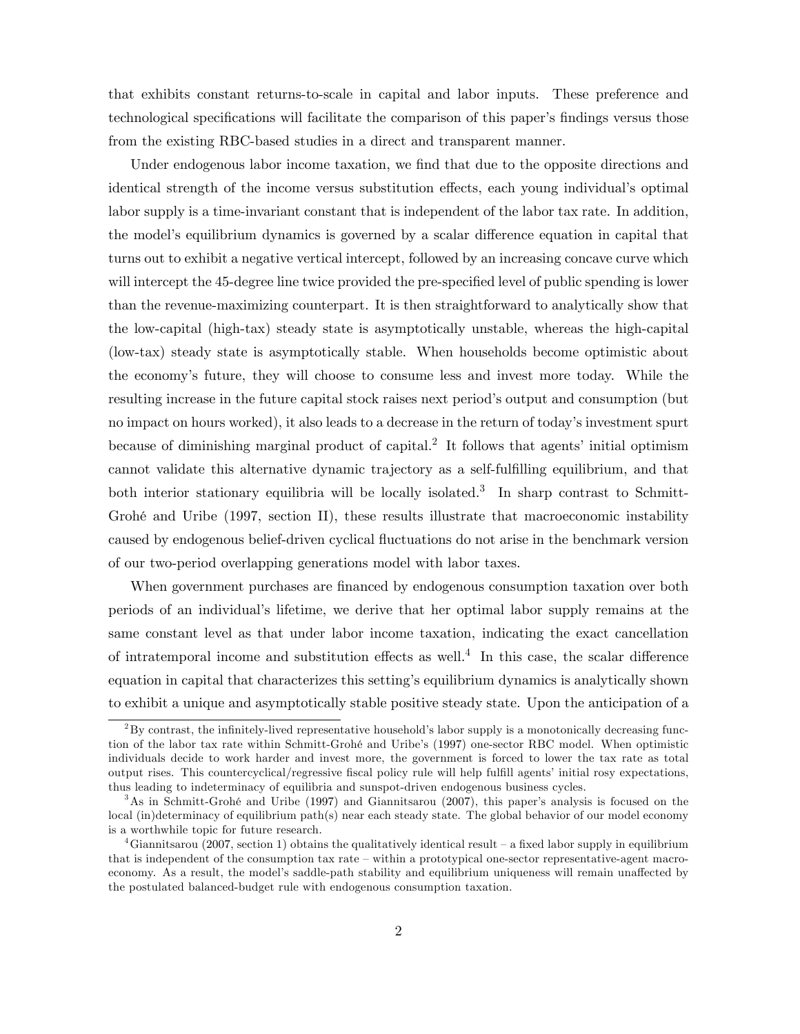that exhibits constant returns-to-scale in capital and labor inputs. These preference and technological specifications will facilitate the comparison of this paper's findings versus those from the existing RBC-based studies in a direct and transparent manner.

Under endogenous labor income taxation, we find that due to the opposite directions and identical strength of the income versus substitution effects, each young individual's optimal labor supply is a time-invariant constant that is independent of the labor tax rate. In addition, the model's equilibrium dynamics is governed by a scalar difference equation in capital that turns out to exhibit a negative vertical intercept, followed by an increasing concave curve which will intercept the 45-degree line twice provided the pre-specified level of public spending is lower than the revenue-maximizing counterpart. It is then straightforward to analytically show that the low-capital (high-tax) steady state is asymptotically unstable, whereas the high-capital (low-tax) steady state is asymptotically stable. When households become optimistic about the economy's future, they will choose to consume less and invest more today. While the resulting increase in the future capital stock raises next period's output and consumption (but no impact on hours worked), it also leads to a decrease in the return of today's investment spurt because of diminishing marginal product of capital.[2] It follows that agents' initial optimism cannot validate this alternative dynamic trajectory as a self-fulfilling equilibrium, and that both interior stationary equilibria will be locally isolated.[3] In sharp contrast to Schmitt-Grohé and Uribe (1997, section II), these results illustrate that macroeconomic instability caused by endogenous belief-driven cyclical fluctuations do not arise in the benchmark version of our two-period overlapping generations model with labor taxes.

When government purchases are financed by endogenous consumption taxation over both periods of an individual's lifetime, we derive that her optimal labor supply remains at the same constant level as that under labor income taxation, indicating the exact cancellation of intratemporal income and substitution effects as well.[4] In this case, the scalar difference equation in capital that characterizes this setting's equilibrium dynamics is analytically shown to exhibit a unique and asymptotically stable positive steady state. Upon the anticipation of a

---

[2] By contrast, the infinitely-lived representative household's labor supply is a monotonically decreasing function of the labor tax rate within Schmitt-Grohé and Uribe's (1997) one-sector RBC model. When optimistic individuals decide to work harder and invest more, the government is forced to lower the tax rate as total output rises. This countercyclical/regressive fiscal policy rule will help fulfill agents' initial rosy expectations, thus leading to indeterminacy of equilibria and sunspot-driven endogenous business cycles.

[3] As in Schmitt-Grohé and Uribe (1997) and Giannitsarou (2007), this paper's analysis is focused on the local (in)determinacy of equilibrium path(s) near each steady state. The global behavior of our model economy is a worthwhile topic for future research.

[4] Giannitsarou (2007, section 1) obtains the qualitatively identical result – a fixed labor supply in equilibrium that is independent of the consumption tax rate – within a prototypical one-sector representative-agent macroeconomy. As a result, the model's saddle-path stability and equilibrium uniqueness will remain unaffected by the postulated balanced-budget rule with endogenous consumption taxation.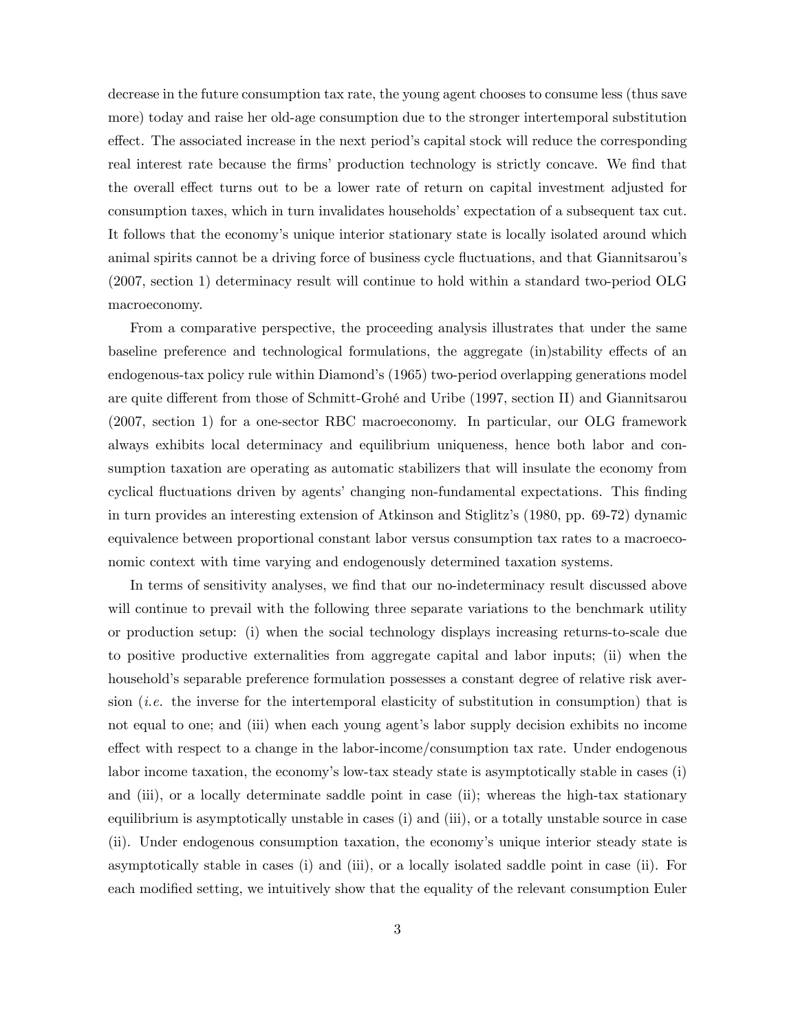decrease in the future consumption tax rate, the young agent chooses to consume less (thus save more) today and raise her old-age consumption due to the stronger intertemporal substitution effect. The associated increase in the next period's capital stock will reduce the corresponding real interest rate because the firms' production technology is strictly concave. We find that the overall effect turns out to be a lower rate of return on capital investment adjusted for consumption taxes, which in turn invalidates households' expectation of a subsequent tax cut. It follows that the economy's unique interior stationary state is locally isolated around which animal spirits cannot be a driving force of business cycle fluctuations, and that Giannitsarou's (2007, section 1) determinacy result will continue to hold within a standard two-period OLG macroeconomy.

From a comparative perspective, the proceeding analysis illustrates that under the same baseline preference and technological formulations, the aggregate (in)stability effects of an endogenous-tax policy rule within Diamond's (1965) two-period overlapping generations model are quite different from those of Schmitt-Grohé and Uribe (1997, section II) and Giannitsarou (2007, section 1) for a one-sector RBC macroeconomy. In particular, our OLG framework always exhibits local determinacy and equilibrium uniqueness, hence both labor and consumption taxation are operating as automatic stabilizers that will insulate the economy from cyclical fluctuations driven by agents' changing non-fundamental expectations. This finding in turn provides an interesting extension of Atkinson and Stiglitz's (1980, pp. 69-72) dynamic equivalence between proportional constant labor versus consumption tax rates to a macroeconomic context with time varying and endogenously determined taxation systems.

In terms of sensitivity analyses, we find that our no-indeterminacy result discussed above will continue to prevail with the following three separate variations to the benchmark utility or production setup: (i) when the social technology displays increasing returns-to-scale due to positive productive externalities from aggregate capital and labor inputs; (ii) when the household's separable preference formulation possesses a constant degree of relative risk aversion (*i.e.* the inverse for the intertemporal elasticity of substitution in consumption) that is not equal to one; and (iii) when each young agent's labor supply decision exhibits no income effect with respect to a change in the labor-income/consumption tax rate. Under endogenous labor income taxation, the economy's low-tax steady state is asymptotically stable in cases (i) and (iii), or a locally determinate saddle point in case (ii); whereas the high-tax stationary equilibrium is asymptotically unstable in cases (i) and (iii), or a totally unstable source in case (ii). Under endogenous consumption taxation, the economy's unique interior steady state is asymptotically stable in cases (i) and (iii), or a locally isolated saddle point in case (ii). For each modified setting, we intuitively show that the equality of the relevant consumption Euler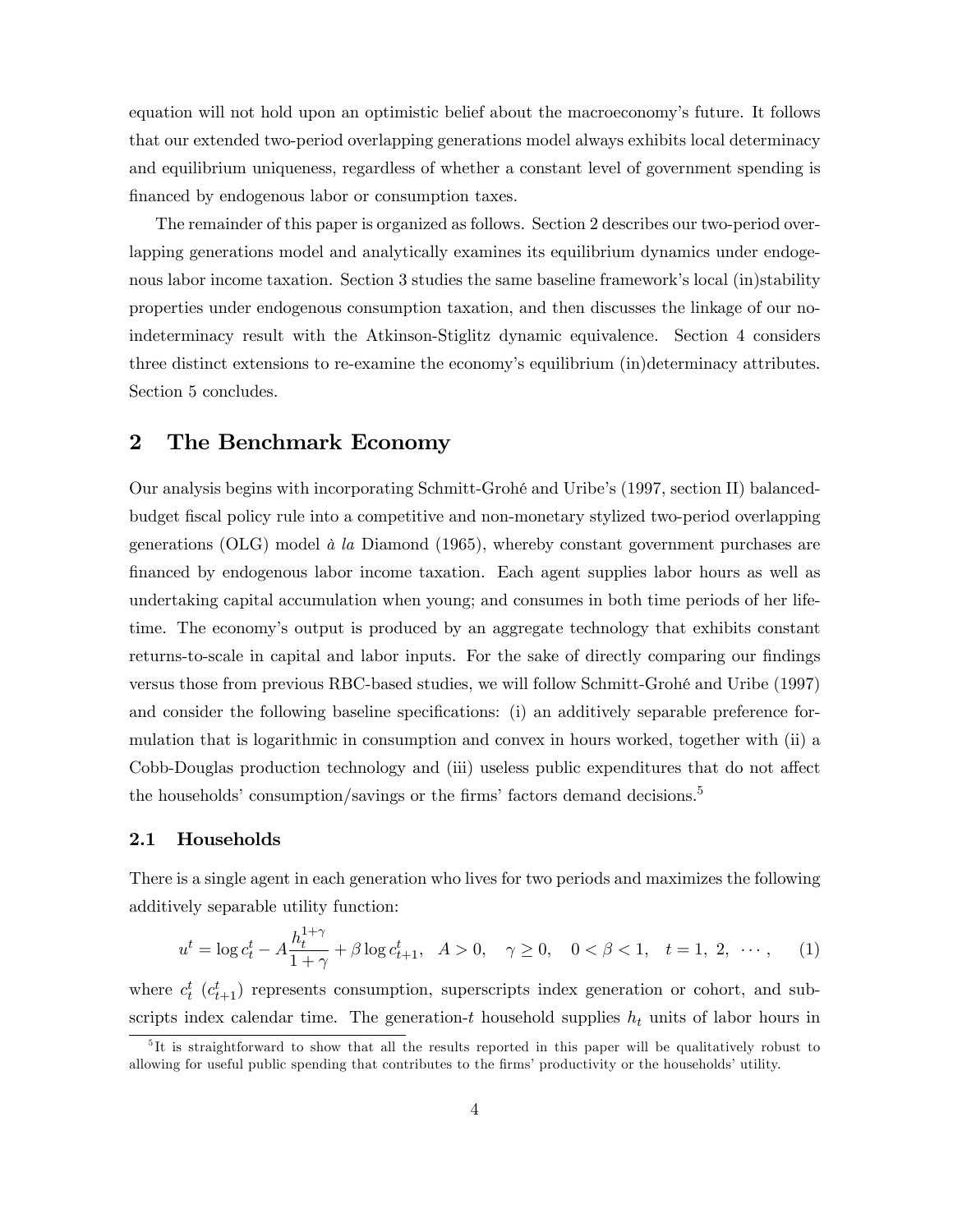equation will not hold upon an optimistic belief about the macroeconomy's future. It follows that our extended two-period overlapping generations model always exhibits local determinacy and equilibrium uniqueness, regardless of whether a constant level of government spending is financed by endogenous labor or consumption taxes.

The remainder of this paper is organized as follows. Section 2 describes our two-period overlapping generations model and analytically examines its equilibrium dynamics under endogenous labor income taxation. Section 3 studies the same baseline framework's local (in)stability properties under endogenous consumption taxation, and then discusses the linkage of our no-indeterminacy result with the Atkinson-Stiglitz dynamic equivalence. Section 4 considers three distinct extensions to re-examine the economy's equilibrium (in)determinacy attributes. Section 5 concludes.

## 2 The Benchmark Economy

Our analysis begins with incorporating Schmitt-Grohé and Uribe's (1997, section II) balanced-budget fiscal policy rule into a competitive and non-monetary stylized two-period overlapping generations (OLG) model *à la* Diamond (1965), whereby constant government purchases are financed by endogenous labor income taxation. Each agent supplies labor hours as well as undertaking capital accumulation when young; and consumes in both time periods of her lifetime. The economy's output is produced by an aggregate technology that exhibits constant returns-to-scale in capital and labor inputs. For the sake of directly comparing our findings versus those from previous RBC-based studies, we will follow Schmitt-Grohé and Uribe (1997) and consider the following baseline specifications: (i) an additively separable preference formulation that is logarithmic in consumption and convex in hours worked, together with (ii) a Cobb-Douglas production technology and (iii) useless public expenditures that do not affect the households' consumption/savings or the firms' factors demand decisions.[5]

### 2.1 Households

There is a single agent in each generation who lives for two periods and maximizes the following additively separable utility function:

$$u^t = \log c_t^t - A\frac{h_t^{1+\gamma}}{1+\gamma} + \beta \log c_{t+1}^t, \quad A > 0, \quad \gamma \geq 0, \quad 0 < \beta < 1, \quad t = 1,\ 2,\ \cdots, \tag{1}$$

where $c_t^t$ ($c_{t+1}^t$) represents consumption, superscripts index generation or cohort, and subscripts index calendar time. The generation-$t$ household supplies $h_t$ units of labor hours in

[5] It is straightforward to show that all the results reported in this paper will be qualitatively robust to allowing for useful public spending that contributes to the firms' productivity or the households' utility.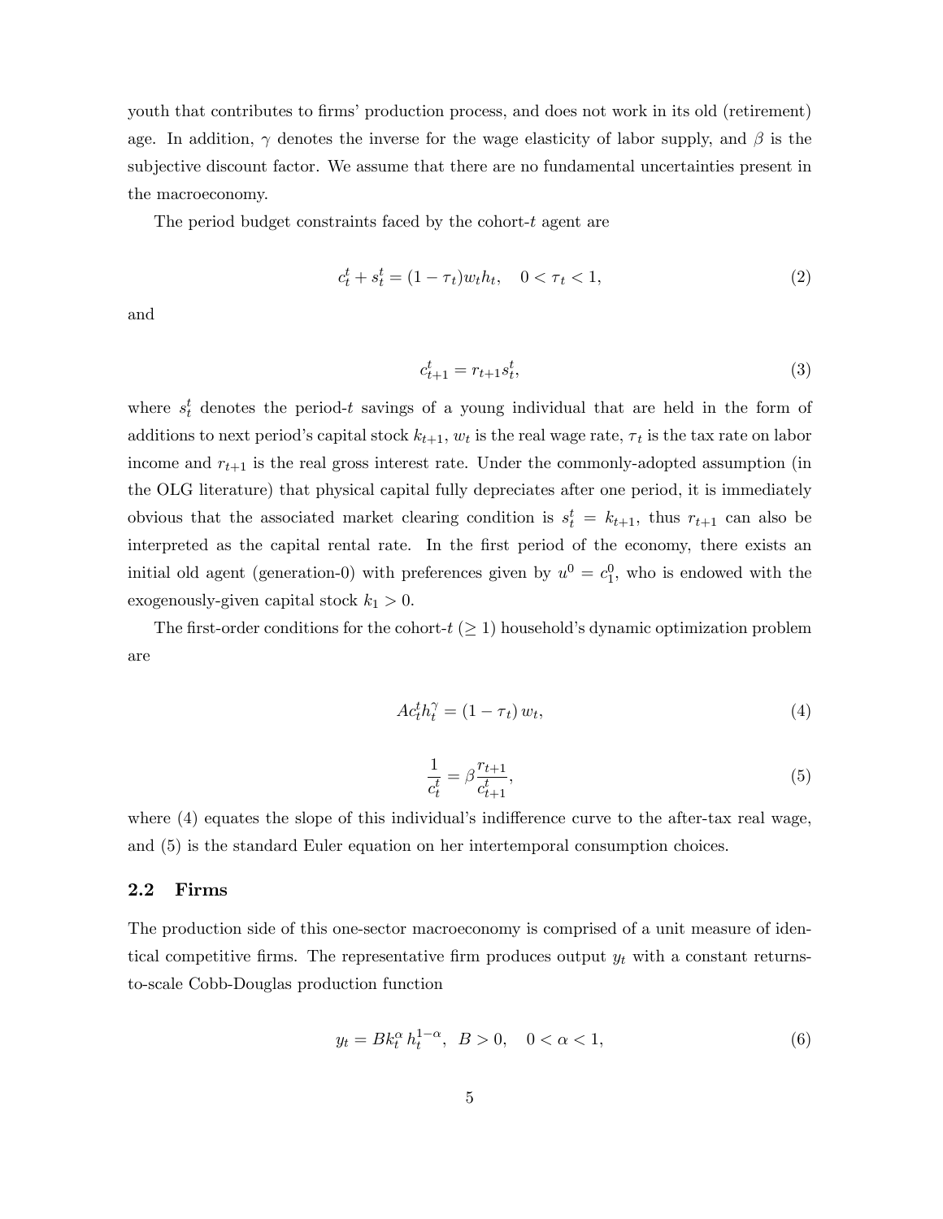youth that contributes to firms' production process, and does not work in its old (retirement) age. In addition, $\gamma$ denotes the inverse for the wage elasticity of labor supply, and $\beta$ is the subjective discount factor. We assume that there are no fundamental uncertainties present in the macroeconomy.

The period budget constraints faced by the cohort-$t$ agent are

$$c_t^t + s_t^t = (1 - \tau_t) w_t h_t, \quad 0 < \tau_t < 1, \tag{2}$$

and

$$c_{t+1}^t = r_{t+1} s_t^t, \tag{3}$$

where $s_t^t$ denotes the period-$t$ savings of a young individual that are held in the form of additions to next period's capital stock $k_{t+1}$, $w_t$ is the real wage rate, $\tau_t$ is the tax rate on labor income and $r_{t+1}$ is the real gross interest rate. Under the commonly-adopted assumption (in the OLG literature) that physical capital fully depreciates after one period, it is immediately obvious that the associated market clearing condition is $s_t^t = k_{t+1}$, thus $r_{t+1}$ can also be interpreted as the capital rental rate. In the first period of the economy, there exists an initial old agent (generation-0) with preferences given by $u^0 = c_1^0$, who is endowed with the exogenously-given capital stock $k_1 > 0$.

The first-order conditions for the cohort-$t$ ($\geq 1$) household's dynamic optimization problem are

$$A c_t^t h_t^{\gamma} = (1 - \tau_t) w_t, \tag{4}$$

$$\frac{1}{c_t^t} = \beta \frac{r_{t+1}}{c_{t+1}^t}, \tag{5}$$

where (4) equates the slope of this individual's indifference curve to the after-tax real wage, and (5) is the standard Euler equation on her intertemporal consumption choices.

## 2.2 Firms

The production side of this one-sector macroeconomy is comprised of a unit measure of identical competitive firms. The representative firm produces output $y_t$ with a constant returns-to-scale Cobb-Douglas production function

$$y_t = B k_t^{\alpha} h_t^{1-\alpha}, \;\; B > 0, \quad 0 < \alpha < 1, \tag{6}$$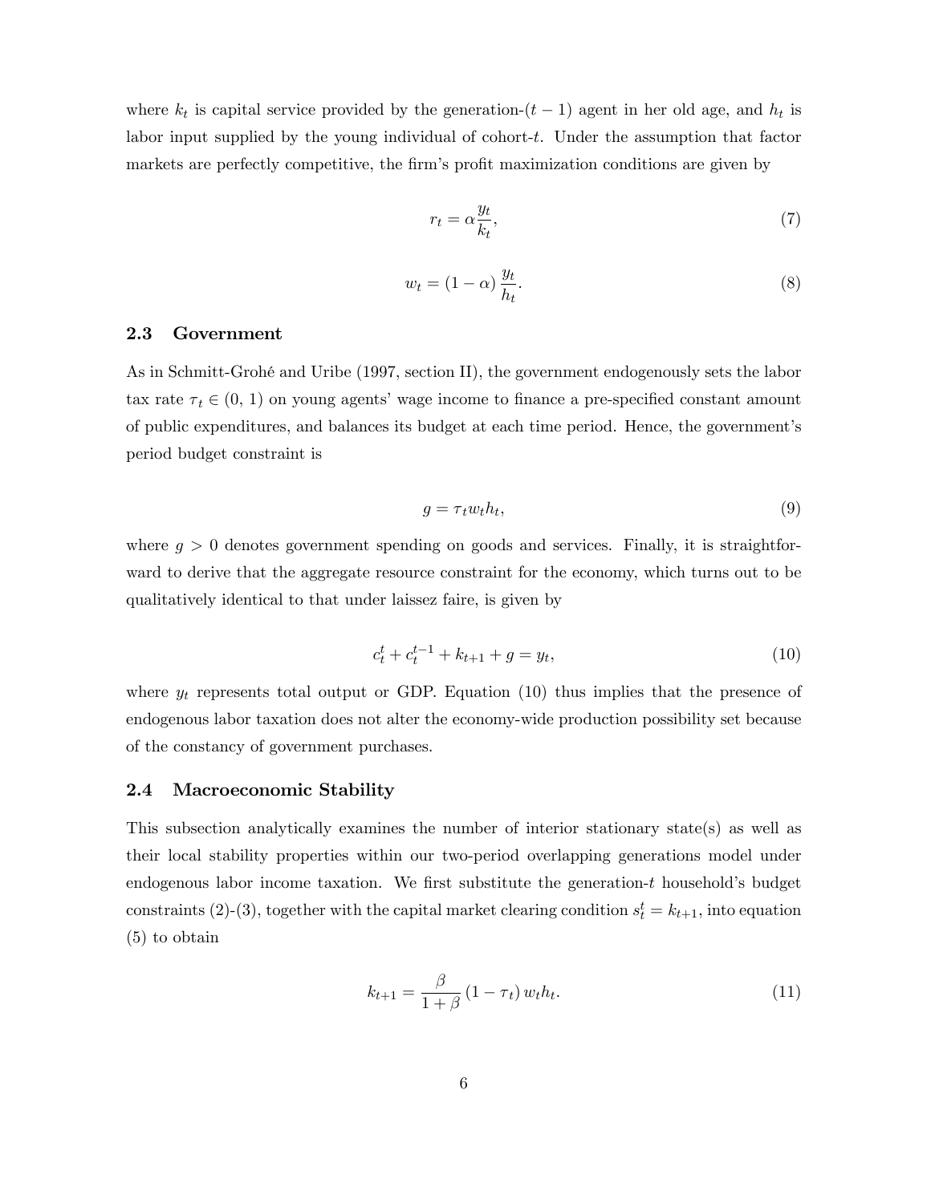where $k_t$ is capital service provided by the generation-$(t-1)$ agent in her old age, and $h_t$ is labor input supplied by the young individual of cohort-$t$. Under the assumption that factor markets are perfectly competitive, the firm's profit maximization conditions are given by

$$r_t = \alpha \frac{y_t}{k_t}, \tag{7}$$

$$w_t = (1-\alpha) \frac{y_t}{h_t}. \tag{8}$$

### 2.3 Government

As in Schmitt-Grohé and Uribe (1997, section II), the government endogenously sets the labor tax rate $\tau_t \in (0, 1)$ on young agents' wage income to finance a pre-specified constant amount of public expenditures, and balances its budget at each time period. Hence, the government's period budget constraint is

$$g = \tau_t w_t h_t, \tag{9}$$

where $g > 0$ denotes government spending on goods and services. Finally, it is straightforward to derive that the aggregate resource constraint for the economy, which turns out to be qualitatively identical to that under laissez faire, is given by

$$c_t^t + c_t^{t-1} + k_{t+1} + g = y_t, \tag{10}$$

where $y_t$ represents total output or GDP. Equation (10) thus implies that the presence of endogenous labor taxation does not alter the economy-wide production possibility set because of the constancy of government purchases.

### 2.4 Macroeconomic Stability

This subsection analytically examines the number of interior stationary state(s) as well as their local stability properties within our two-period overlapping generations model under endogenous labor income taxation. We first substitute the generation-$t$ household's budget constraints (2)-(3), together with the capital market clearing condition $s_t^t = k_{t+1}$, into equation (5) to obtain

$$k_{t+1} = \frac{\beta}{1+\beta} (1-\tau_t) w_t h_t. \tag{11}$$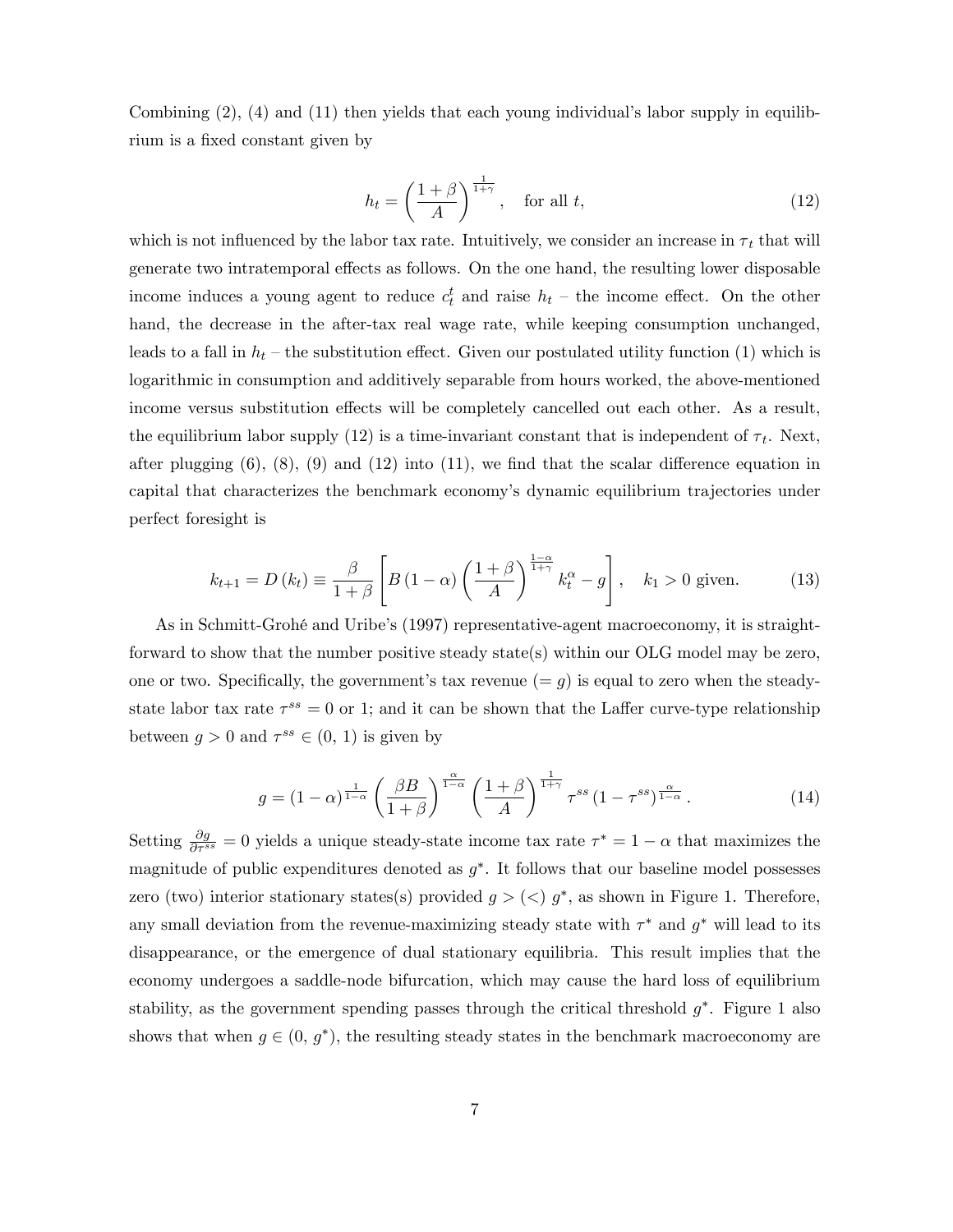Combining (2), (4) and (11) then yields that each young individual's labor supply in equilibrium is a fixed constant given by

$$h_t = \left(\frac{1+\beta}{A}\right)^{\frac{1}{1+\gamma}}, \quad \text{for all } t, \tag{12}$$

which is not influenced by the labor tax rate. Intuitively, we consider an increase in $\tau_t$ that will generate two intratemporal effects as follows. On the one hand, the resulting lower disposable income induces a young agent to reduce $c_t^t$ and raise $h_t$ – the income effect. On the other hand, the decrease in the after-tax real wage rate, while keeping consumption unchanged, leads to a fall in $h_t$ – the substitution effect. Given our postulated utility function (1) which is logarithmic in consumption and additively separable from hours worked, the above-mentioned income versus substitution effects will be completely cancelled out each other. As a result, the equilibrium labor supply (12) is a time-invariant constant that is independent of $\tau_t$. Next, after plugging (6), (8), (9) and (12) into (11), we find that the scalar difference equation in capital that characterizes the benchmark economy's dynamic equilibrium trajectories under perfect foresight is

$$k_{t+1} = D(k_t) \equiv \frac{\beta}{1+\beta}\left[B(1-\alpha)\left(\frac{1+\beta}{A}\right)^{\frac{1-\alpha}{1+\gamma}} k_t^{\alpha} - g\right], \quad k_1 > 0 \text{ given.} \tag{13}$$

As in Schmitt-Grohé and Uribe's (1997) representative-agent macroeconomy, it is straightforward to show that the number positive steady state(s) within our OLG model may be zero, one or two. Specifically, the government's tax revenue ($= g$) is equal to zero when the steady-state labor tax rate $\tau^{ss} = 0$ or 1; and it can be shown that the Laffer curve-type relationship between $g > 0$ and $\tau^{ss} \in (0, 1)$ is given by

$$g = (1-\alpha)^{\frac{1}{1-\alpha}}\left(\frac{\beta B}{1+\beta}\right)^{\frac{\alpha}{1-\alpha}}\left(\frac{1+\beta}{A}\right)^{\frac{1}{1+\gamma}} \tau^{ss}\left(1-\tau^{ss}\right)^{\frac{\alpha}{1-\alpha}}. \tag{14}$$

Setting $\frac{\partial g}{\partial \tau^{ss}} = 0$ yields a unique steady-state income tax rate $\tau^* = 1-\alpha$ that maximizes the magnitude of public expenditures denoted as $g^*$. It follows that our baseline model possesses zero (two) interior stationary states(s) provided $g > (<)\ g^*$, as shown in Figure 1. Therefore, any small deviation from the revenue-maximizing steady state with $\tau^*$ and $g^*$ will lead to its disappearance, or the emergence of dual stationary equilibria. This result implies that the economy undergoes a saddle-node bifurcation, which may cause the hard loss of equilibrium stability, as the government spending passes through the critical threshold $g^*$. Figure 1 also shows that when $g \in (0, g^*)$, the resulting steady states in the benchmark macroeconomy are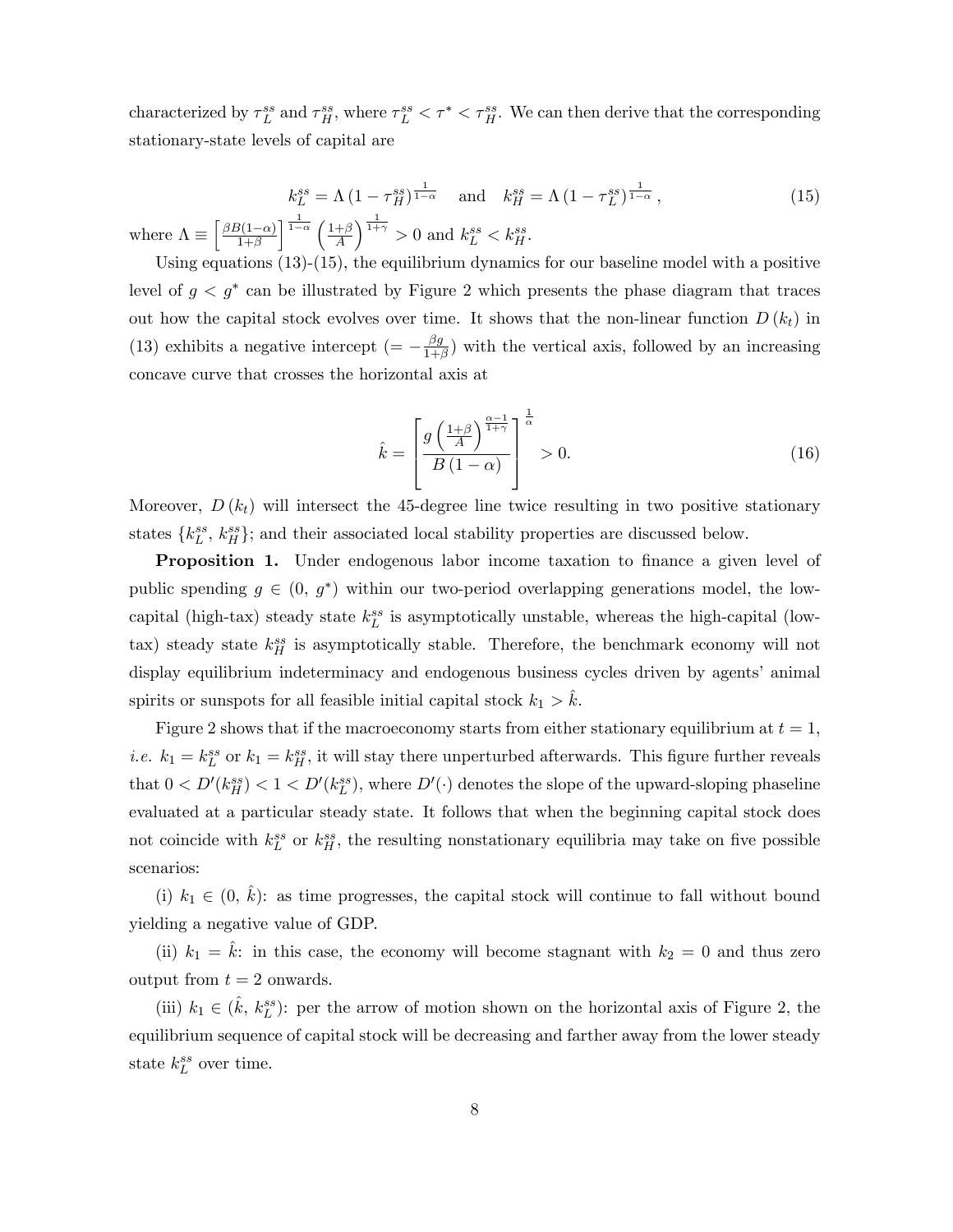characterized by $\tau_L^{ss}$ and $\tau_H^{ss}$, where $\tau_L^{ss} < \tau^* < \tau_H^{ss}$. We can then derive that the corresponding stationary-state levels of capital are

$$k_L^{ss} = \Lambda \left(1 - \tau_H^{ss}\right)^{\frac{1}{1-\alpha}} \quad \text{and} \quad k_H^{ss} = \Lambda \left(1 - \tau_L^{ss}\right)^{\frac{1}{1-\alpha}}, \tag{15}$$

where $\Lambda \equiv \left[\frac{\beta B(1-\alpha)}{1+\beta}\right]^{\frac{1}{1-\alpha}} \left(\frac{1+\beta}{A}\right)^{\frac{1}{1+\gamma}} > 0$ and $k_L^{ss} < k_H^{ss}$.

Using equations (13)-(15), the equilibrium dynamics for our baseline model with a positive level of $g < g^*$ can be illustrated by Figure 2 which presents the phase diagram that traces out how the capital stock evolves over time. It shows that the non-linear function $D(k_t)$ in (13) exhibits a negative intercept ($= -\frac{\beta g}{1+\beta}$) with the vertical axis, followed by an increasing concave curve that crosses the horizontal axis at

$$\hat{k} = \left[\frac{g\left(\frac{1+\beta}{A}\right)^{\frac{\alpha-1}{1+\gamma}}}{B(1-\alpha)}\right]^{\frac{1}{\alpha}} > 0. \tag{16}$$

Moreover, $D(k_t)$ will intersect the 45-degree line twice resulting in two positive stationary states $\{k_L^{ss}, k_H^{ss}\}$; and their associated local stability properties are discussed below.

**Proposition 1.** Under endogenous labor income taxation to finance a given level of public spending $g \in (0, g^*)$ within our two-period overlapping generations model, the low-capital (high-tax) steady state $k_L^{ss}$ is asymptotically unstable, whereas the high-capital (low-tax) steady state $k_H^{ss}$ is asymptotically stable. Therefore, the benchmark economy will not display equilibrium indeterminacy and endogenous business cycles driven by agents' animal spirits or sunspots for all feasible initial capital stock $k_1 > \hat{k}$.

Figure 2 shows that if the macroeconomy starts from either stationary equilibrium at $t = 1$, *i.e.* $k_1 = k_L^{ss}$ or $k_1 = k_H^{ss}$, it will stay there unperturbed afterwards. This figure further reveals that $0 < D'(k_H^{ss}) < 1 < D'(k_L^{ss})$, where $D'(\cdot)$ denotes the slope of the upward-sloping phaseline evaluated at a particular steady state. It follows that when the beginning capital stock does not coincide with $k_L^{ss}$ or $k_H^{ss}$, the resulting nonstationary equilibria may take on five possible scenarios:

(i) $k_1 \in (0, \hat{k})$: as time progresses, the capital stock will continue to fall without bound yielding a negative value of GDP.

(ii) $k_1 = \hat{k}$: in this case, the economy will become stagnant with $k_2 = 0$ and thus zero output from $t = 2$ onwards.

(iii) $k_1 \in (\hat{k}, k_L^{ss})$: per the arrow of motion shown on the horizontal axis of Figure 2, the equilibrium sequence of capital stock will be decreasing and farther away from the lower steady state $k_L^{ss}$ over time.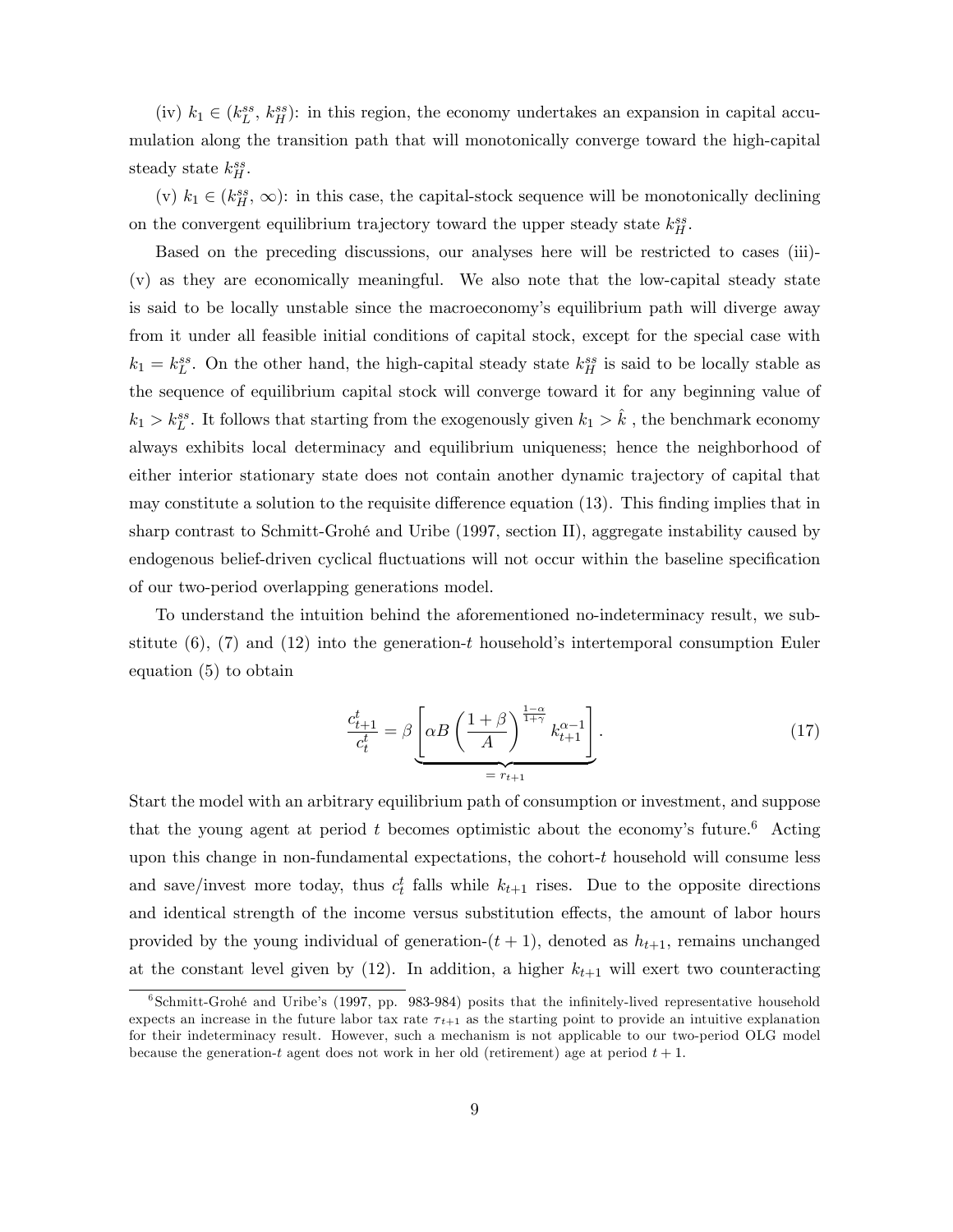(iv) $k_1 \in (k_L^{ss}, k_H^{ss})$: in this region, the economy undertakes an expansion in capital accumulation along the transition path that will monotonically converge toward the high-capital steady state $k_H^{ss}$.

(v) $k_1 \in (k_H^{ss}, \infty)$: in this case, the capital-stock sequence will be monotonically declining on the convergent equilibrium trajectory toward the upper steady state $k_H^{ss}$.

Based on the preceding discussions, our analyses here will be restricted to cases (iii)-(v) as they are economically meaningful. We also note that the low-capital steady state is said to be locally unstable since the macroeconomy's equilibrium path will diverge away from it under all feasible initial conditions of capital stock, except for the special case with $k_1 = k_L^{ss}$. On the other hand, the high-capital steady state $k_H^{ss}$ is said to be locally stable as the sequence of equilibrium capital stock will converge toward it for any beginning value of $k_1 > k_L^{ss}$. It follows that starting from the exogenously given $k_1 > \hat{k}$ , the benchmark economy always exhibits local determinacy and equilibrium uniqueness; hence the neighborhood of either interior stationary state does not contain another dynamic trajectory of capital that may constitute a solution to the requisite difference equation (13). This finding implies that in sharp contrast to Schmitt-Grohé and Uribe (1997, section II), aggregate instability caused by endogenous belief-driven cyclical fluctuations will not occur within the baseline specification of our two-period overlapping generations model.

To understand the intuition behind the aforementioned no-indeterminacy result, we substitute (6), (7) and (12) into the generation-$t$ household's intertemporal consumption Euler equation (5) to obtain

$$\frac{c_{t+1}^t}{c_t^t} = \beta \underbrace{\left[ \alpha B \left( \frac{1+\beta}{A} \right)^{\frac{1-\alpha}{1+\gamma}} k_{t+1}^{\alpha-1} \right]}_{= r_{t+1}}. \tag{17}$$

Start the model with an arbitrary equilibrium path of consumption or investment, and suppose that the young agent at period $t$ becomes optimistic about the economy's future.[6] Acting upon this change in non-fundamental expectations, the cohort-$t$ household will consume less and save/invest more today, thus $c_t^t$ falls while $k_{t+1}$ rises. Due to the opposite directions and identical strength of the income versus substitution effects, the amount of labor hours provided by the young individual of generation-$(t+1)$, denoted as $h_{t+1}$, remains unchanged at the constant level given by (12). In addition, a higher $k_{t+1}$ will exert two counteracting

[6] Schmitt-Grohé and Uribe's (1997, pp. 983-984) posits that the infinitely-lived representative household expects an increase in the future labor tax rate $\tau_{t+1}$ as the starting point to provide an intuitive explanation for their indeterminacy result. However, such a mechanism is not applicable to our two-period OLG model because the generation-$t$ agent does not work in her old (retirement) age at period $t+1$.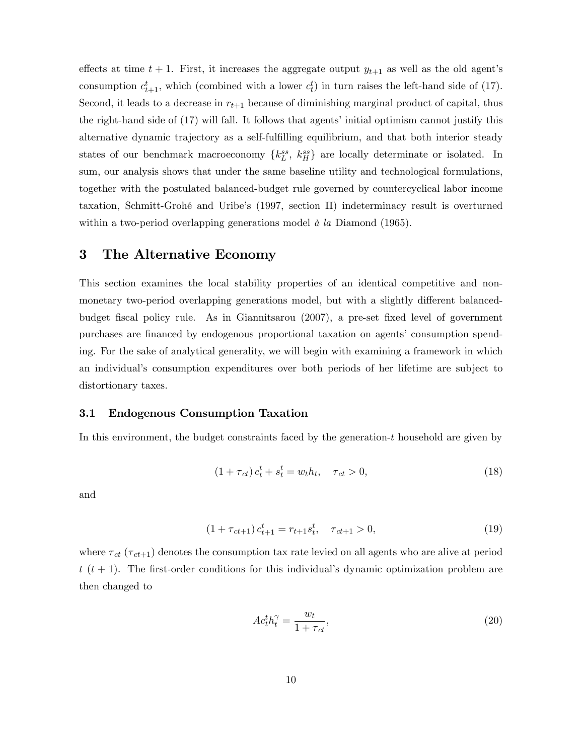effects at time $t+1$. First, it increases the aggregate output $y_{t+1}$ as well as the old agent's consumption $c_{t+1}^t$, which (combined with a lower $c_t^t$) in turn raises the left-hand side of (17). Second, it leads to a decrease in $r_{t+1}$ because of diminishing marginal product of capital, thus the right-hand side of (17) will fall. It follows that agents' initial optimism cannot justify this alternative dynamic trajectory as a self-fulfilling equilibrium, and that both interior steady states of our benchmark macroeconomy $\{k_L^{ss},\ k_H^{ss}\}$ are locally determinate or isolated. In sum, our analysis shows that under the same baseline utility and technological formulations, together with the postulated balanced-budget rule governed by countercyclical labor income taxation, Schmitt-Grohé and Uribe's (1997, section II) indeterminacy result is overturned within a two-period overlapping generations model *à la* Diamond (1965).

# 3 The Alternative Economy

This section examines the local stability properties of an identical competitive and non-monetary two-period overlapping generations model, but with a slightly different balanced-budget fiscal policy rule. As in Giannitsarou (2007), a pre-set fixed level of government purchases are financed by endogenous proportional taxation on agents' consumption spending. For the sake of analytical generality, we will begin with examining a framework in which an individual's consumption expenditures over both periods of her lifetime are subject to distortionary taxes.

## 3.1 Endogenous Consumption Taxation

In this environment, the budget constraints faced by the generation-$t$ household are given by

$$(1+\tau_{ct})\,c_t^t + s_t^t = w_t h_t, \quad \tau_{ct} > 0, \tag{18}$$

and

$$(1+\tau_{ct+1})\,c_{t+1}^t = r_{t+1} s_t^t, \quad \tau_{ct+1} > 0, \tag{19}$$

where $\tau_{ct}$ ($\tau_{ct+1}$) denotes the consumption tax rate levied on all agents who are alive at period $t$ ($t+1$). The first-order conditions for this individual's dynamic optimization problem are then changed to

$$A c_t^t h_t^{\gamma} = \frac{w_t}{1+\tau_{ct}}, \tag{20}$$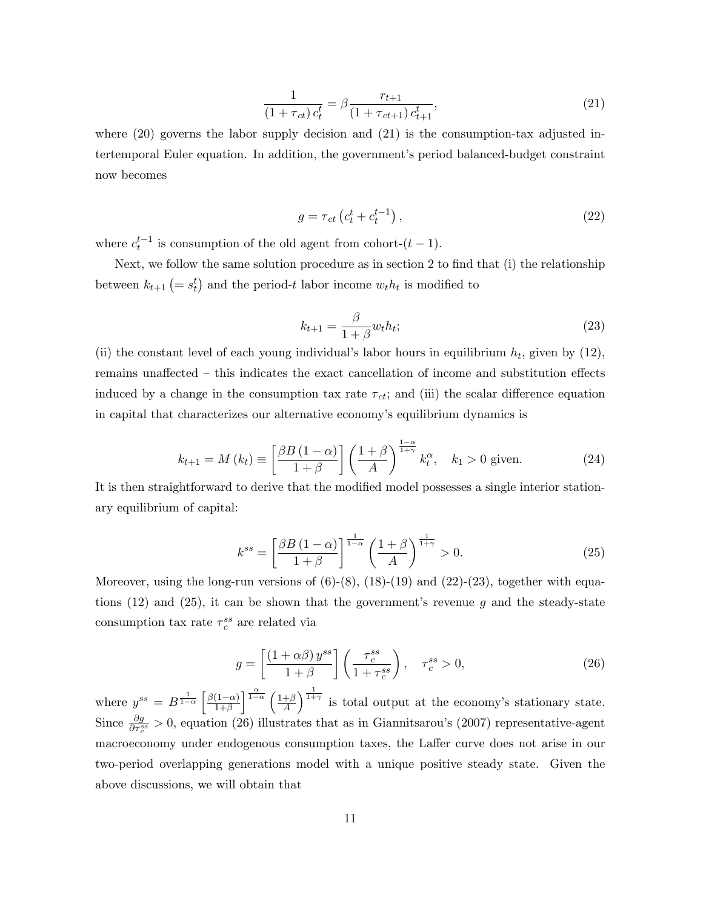$$\frac{1}{(1+\tau_{ct})\,c_t^t} = \beta \frac{r_{t+1}}{(1+\tau_{ct+1})\,c_{t+1}^t}, \tag{21}$$

where (20) governs the labor supply decision and (21) is the consumption-tax adjusted intertemporal Euler equation. In addition, the government's period balanced-budget constraint now becomes

$$g = \tau_{ct}\left(c_t^t + c_t^{t-1}\right), \tag{22}$$

where $c_t^{t-1}$ is consumption of the old agent from cohort-$(t-1)$.

Next, we follow the same solution procedure as in section 2 to find that (i) the relationship between $k_{t+1}\left(= s_t^t\right)$ and the period-$t$ labor income $w_t h_t$ is modified to

$$k_{t+1} = \frac{\beta}{1+\beta} w_t h_t; \tag{23}$$

(ii) the constant level of each young individual's labor hours in equilibrium $h_t$, given by (12), remains unaffected – this indicates the exact cancellation of income and substitution effects induced by a change in the consumption tax rate $\tau_{ct}$; and (iii) the scalar difference equation in capital that characterizes our alternative economy's equilibrium dynamics is

$$k_{t+1} = M(k_t) \equiv \left[\frac{\beta B(1-\alpha)}{1+\beta}\right]\left(\frac{1+\beta}{A}\right)^{\frac{1-\alpha}{1+\gamma}} k_t^{\alpha}, \quad k_1 > 0 \text{ given.} \tag{24}$$

It is then straightforward to derive that the modified model possesses a single interior stationary equilibrium of capital:

$$k^{ss} = \left[\frac{\beta B(1-\alpha)}{1+\beta}\right]^{\frac{1}{1-\alpha}}\left(\frac{1+\beta}{A}\right)^{\frac{1}{1+\gamma}} > 0. \tag{25}$$

Moreover, using the long-run versions of (6)-(8), (18)-(19) and (22)-(23), together with equations (12) and (25), it can be shown that the government's revenue $g$ and the steady-state consumption tax rate $\tau_c^{ss}$ are related via

$$g = \left[\frac{(1+\alpha\beta)\,y^{ss}}{1+\beta}\right]\left(\frac{\tau_c^{ss}}{1+\tau_c^{ss}}\right), \quad \tau_c^{ss} > 0, \tag{26}$$

where $y^{ss} = B^{\frac{1}{1-\alpha}}\left[\frac{\beta(1-\alpha)}{1+\beta}\right]^{\frac{\alpha}{1-\alpha}}\left(\frac{1+\beta}{A}\right)^{\frac{1}{1+\gamma}}$ is total output at the economy's stationary state. Since $\frac{\partial g}{\partial \tau_c^{ss}} > 0$, equation (26) illustrates that as in Giannitsarou's (2007) representative-agent macroeconomy under endogenous consumption taxes, the Laffer curve does not arise in our two-period overlapping generations model with a unique positive steady state. Given the above discussions, we will obtain that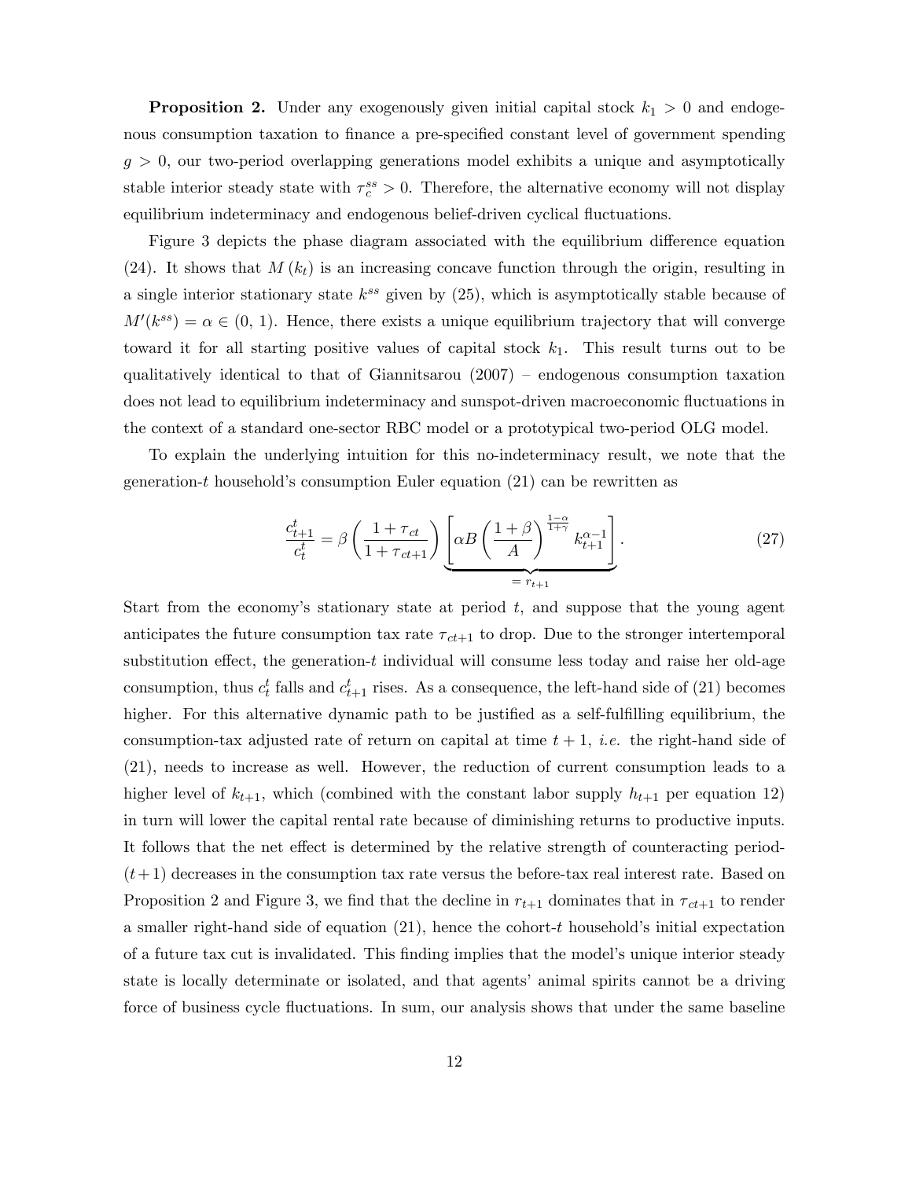**Proposition 2.** Under any exogenously given initial capital stock $k_1 > 0$ and endogenous consumption taxation to finance a pre-specified constant level of government spending $g > 0$, our two-period overlapping generations model exhibits a unique and asymptotically stable interior steady state with $\tau_c^{ss} > 0$. Therefore, the alternative economy will not display equilibrium indeterminacy and endogenous belief-driven cyclical fluctuations.

Figure 3 depicts the phase diagram associated with the equilibrium difference equation (24). It shows that $M(k_t)$ is an increasing concave function through the origin, resulting in a single interior stationary state $k^{ss}$ given by (25), which is asymptotically stable because of $M'(k^{ss}) = \alpha \in (0, 1)$. Hence, there exists a unique equilibrium trajectory that will converge toward it for all starting positive values of capital stock $k_1$. This result turns out to be qualitatively identical to that of Giannitsarou (2007) – endogenous consumption taxation does not lead to equilibrium indeterminacy and sunspot-driven macroeconomic fluctuations in the context of a standard one-sector RBC model or a prototypical two-period OLG model.

To explain the underlying intuition for this no-indeterminacy result, we note that the generation-$t$ household's consumption Euler equation (21) can be rewritten as

$$\frac{c_{t+1}^t}{c_t^t} = \beta \left( \frac{1 + \tau_{ct}}{1 + \tau_{ct+1}} \right) \underbrace{\left[ \alpha B \left( \frac{1 + \beta}{A} \right)^{\frac{1-\alpha}{1+\gamma}} k_{t+1}^{\alpha - 1} \right]}_{= r_{t+1}}. \tag{27}$$

Start from the economy's stationary state at period $t$, and suppose that the young agent anticipates the future consumption tax rate $\tau_{ct+1}$ to drop. Due to the stronger intertemporal substitution effect, the generation-$t$ individual will consume less today and raise her old-age consumption, thus $c_t^t$ falls and $c_{t+1}^t$ rises. As a consequence, the left-hand side of (21) becomes higher. For this alternative dynamic path to be justified as a self-fulfilling equilibrium, the consumption-tax adjusted rate of return on capital at time $t + 1$, *i.e.* the right-hand side of (21), needs to increase as well. However, the reduction of current consumption leads to a higher level of $k_{t+1}$, which (combined with the constant labor supply $h_{t+1}$ per equation 12) in turn will lower the capital rental rate because of diminishing returns to productive inputs. It follows that the net effect is determined by the relative strength of counteracting period-$(t+1)$ decreases in the consumption tax rate versus the before-tax real interest rate. Based on Proposition 2 and Figure 3, we find that the decline in $r_{t+1}$ dominates that in $\tau_{ct+1}$ to render a smaller right-hand side of equation (21), hence the cohort-$t$ household's initial expectation of a future tax cut is invalidated. This finding implies that the model's unique interior steady state is locally determinate or isolated, and that agents' animal spirits cannot be a driving force of business cycle fluctuations. In sum, our analysis shows that under the same baseline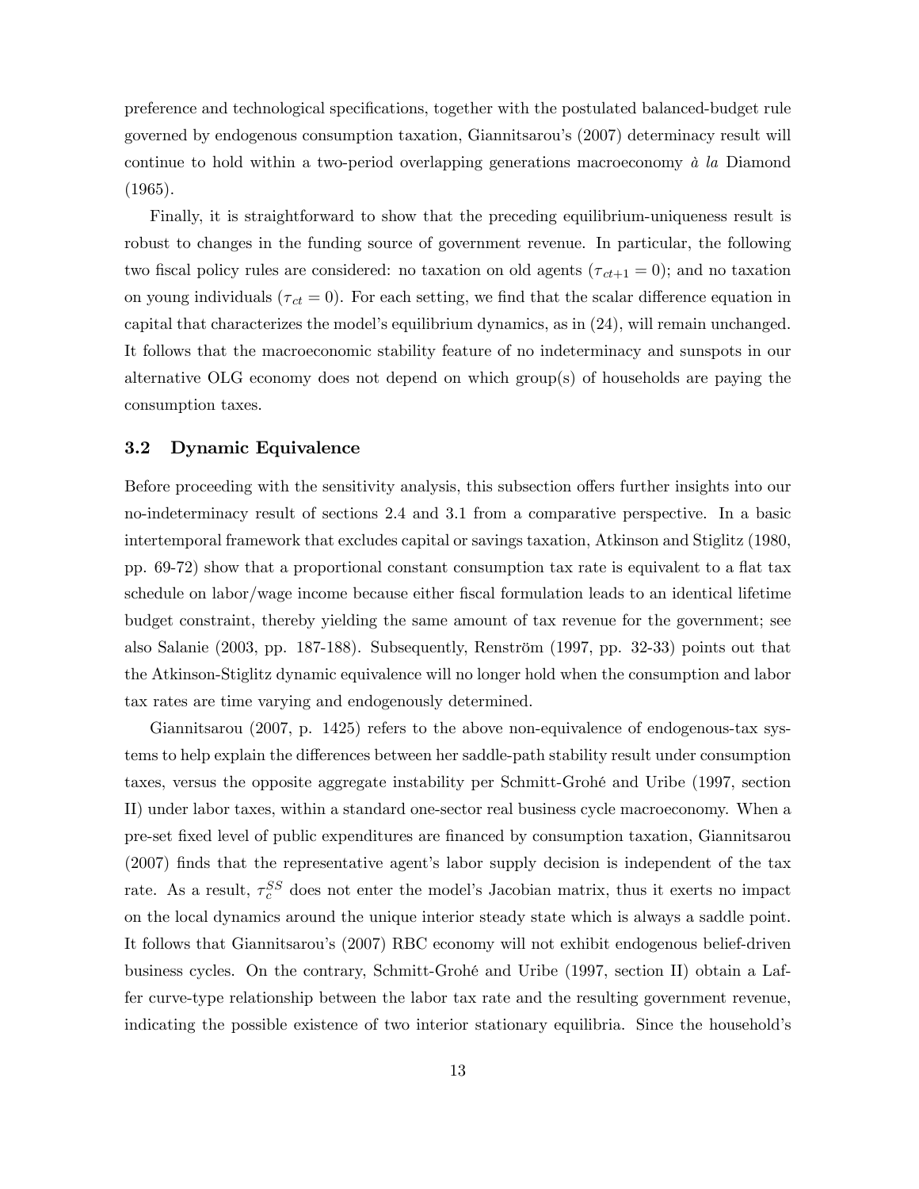preference and technological specifications, together with the postulated balanced-budget rule governed by endogenous consumption taxation, Giannitsarou's (2007) determinacy result will continue to hold within a two-period overlapping generations macroeconomy *à la* Diamond (1965).

Finally, it is straightforward to show that the preceding equilibrium-uniqueness result is robust to changes in the funding source of government revenue. In particular, the following two fiscal policy rules are considered: no taxation on old agents ($\tau_{ct+1} = 0$); and no taxation on young individuals ($\tau_{ct} = 0$). For each setting, we find that the scalar difference equation in capital that characterizes the model's equilibrium dynamics, as in (24), will remain unchanged. It follows that the macroeconomic stability feature of no indeterminacy and sunspots in our alternative OLG economy does not depend on which group(s) of households are paying the consumption taxes.

### 3.2 Dynamic Equivalence

Before proceeding with the sensitivity analysis, this subsection offers further insights into our no-indeterminacy result of sections 2.4 and 3.1 from a comparative perspective. In a basic intertemporal framework that excludes capital or savings taxation, Atkinson and Stiglitz (1980, pp. 69-72) show that a proportional constant consumption tax rate is equivalent to a flat tax schedule on labor/wage income because either fiscal formulation leads to an identical lifetime budget constraint, thereby yielding the same amount of tax revenue for the government; see also Salanie (2003, pp. 187-188). Subsequently, Renström (1997, pp. 32-33) points out that the Atkinson-Stiglitz dynamic equivalence will no longer hold when the consumption and labor tax rates are time varying and endogenously determined.

Giannitsarou (2007, p. 1425) refers to the above non-equivalence of endogenous-tax systems to help explain the differences between her saddle-path stability result under consumption taxes, versus the opposite aggregate instability per Schmitt-Grohé and Uribe (1997, section II) under labor taxes, within a standard one-sector real business cycle macroeconomy. When a pre-set fixed level of public expenditures are financed by consumption taxation, Giannitsarou (2007) finds that the representative agent's labor supply decision is independent of the tax rate. As a result, $\tau_c^{SS}$ does not enter the model's Jacobian matrix, thus it exerts no impact on the local dynamics around the unique interior steady state which is always a saddle point. It follows that Giannitsarou's (2007) RBC economy will not exhibit endogenous belief-driven business cycles. On the contrary, Schmitt-Grohé and Uribe (1997, section II) obtain a Laffer curve-type relationship between the labor tax rate and the resulting government revenue, indicating the possible existence of two interior stationary equilibria. Since the household's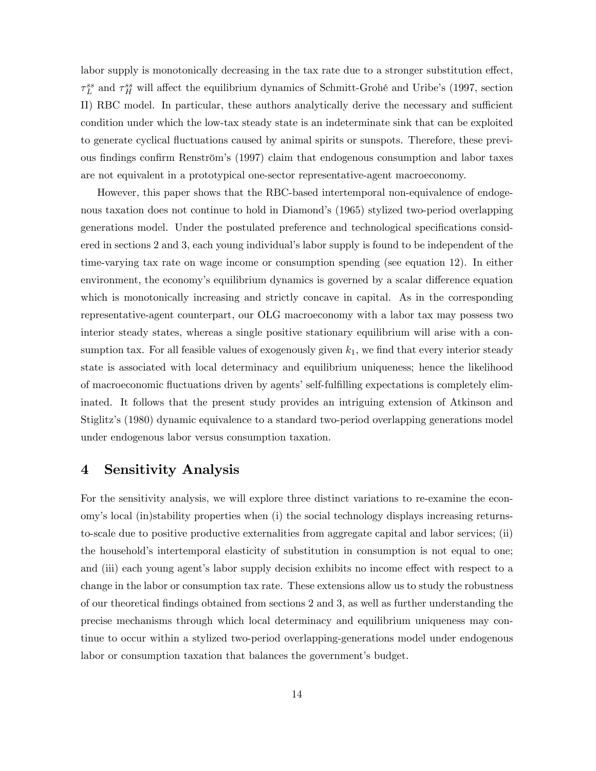labor supply is monotonically decreasing in the tax rate due to a stronger substitution effect, $\tau_L^{ss}$ and $\tau_H^{ss}$ will affect the equilibrium dynamics of Schmitt-Grohé and Uribe's (1997, section II) RBC model. In particular, these authors analytically derive the necessary and sufficient condition under which the low-tax steady state is an indeterminate sink that can be exploited to generate cyclical fluctuations caused by animal spirits or sunspots. Therefore, these previous findings confirm Renström's (1997) claim that endogenous consumption and labor taxes are not equivalent in a prototypical one-sector representative-agent macroeconomy.

However, this paper shows that the RBC-based intertemporal non-equivalence of endogenous taxation does not continue to hold in Diamond's (1965) stylized two-period overlapping generations model. Under the postulated preference and technological specifications considered in sections 2 and 3, each young individual's labor supply is found to be independent of the time-varying tax rate on wage income or consumption spending (see equation 12). In either environment, the economy's equilibrium dynamics is governed by a scalar difference equation which is monotonically increasing and strictly concave in capital. As in the corresponding representative-agent counterpart, our OLG macroeconomy with a labor tax may possess two interior steady states, whereas a single positive stationary equilibrium will arise with a consumption tax. For all feasible values of exogenously given $k_1$, we find that every interior steady state is associated with local determinacy and equilibrium uniqueness; hence the likelihood of macroeconomic fluctuations driven by agents' self-fulfilling expectations is completely eliminated. It follows that the present study provides an intriguing extension of Atkinson and Stiglitz's (1980) dynamic equivalence to a standard two-period overlapping generations model under endogenous labor versus consumption taxation.

## 4 Sensitivity Analysis

For the sensitivity analysis, we will explore three distinct variations to re-examine the economy's local (in)stability properties when (i) the social technology displays increasing returns-to-scale due to positive productive externalities from aggregate capital and labor services; (ii) the household's intertemporal elasticity of substitution in consumption is not equal to one; and (iii) each young agent's labor supply decision exhibits no income effect with respect to a change in the labor or consumption tax rate. These extensions allow us to study the robustness of our theoretical findings obtained from sections 2 and 3, as well as further understanding the precise mechanisms through which local determinacy and equilibrium uniqueness may continue to occur within a stylized two-period overlapping-generations model under endogenous labor or consumption taxation that balances the government's budget.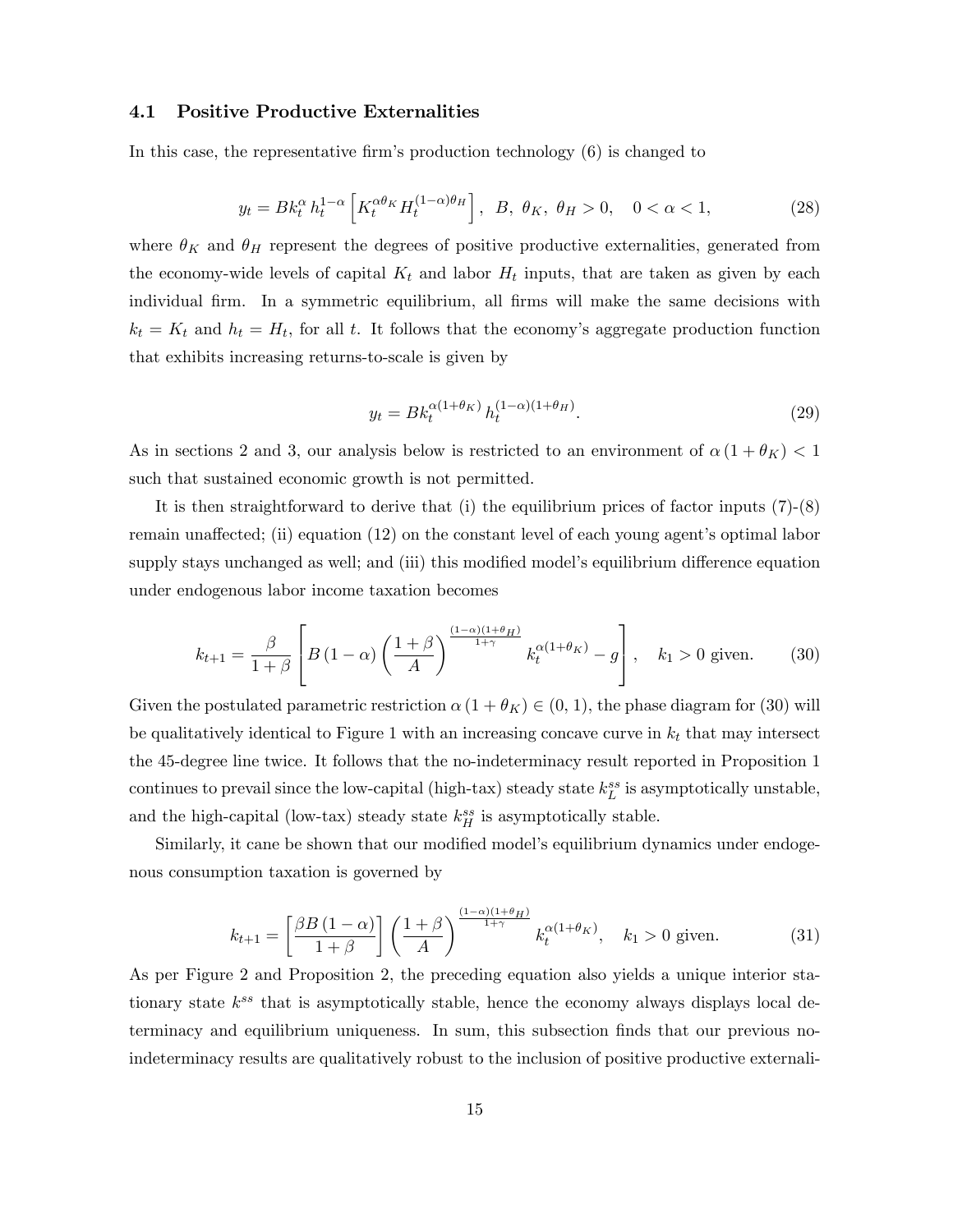### 4.1 Positive Productive Externalities

In this case, the representative firm's production technology (6) is changed to

$$y_t = Bk_t^{\alpha} h_t^{1-\alpha} \left[ K_t^{\alpha\theta_K} H_t^{(1-\alpha)\theta_H} \right], \;\; B, \; \theta_K, \; \theta_H > 0, \quad 0 < \alpha < 1, \tag{28}$$

where $\theta_K$ and $\theta_H$ represent the degrees of positive productive externalities, generated from the economy-wide levels of capital $K_t$ and labor $H_t$ inputs, that are taken as given by each individual firm. In a symmetric equilibrium, all firms will make the same decisions with $k_t = K_t$ and $h_t = H_t$, for all $t$. It follows that the economy's aggregate production function that exhibits increasing returns-to-scale is given by

$$y_t = Bk_t^{\alpha(1+\theta_K)} h_t^{(1-\alpha)(1+\theta_H)}. \tag{29}$$

As in sections 2 and 3, our analysis below is restricted to an environment of $\alpha(1+\theta_K) < 1$ such that sustained economic growth is not permitted.

It is then straightforward to derive that (i) the equilibrium prices of factor inputs (7)-(8) remain unaffected; (ii) equation (12) on the constant level of each young agent's optimal labor supply stays unchanged as well; and (iii) this modified model's equilibrium difference equation under endogenous labor income taxation becomes

$$k_{t+1} = \frac{\beta}{1+\beta} \left[ B(1-\alpha) \left( \frac{1+\beta}{A} \right)^{\frac{(1-\alpha)(1+\theta_H)}{1+\gamma}} k_t^{\alpha(1+\theta_K)} - g \right], \quad k_1 > 0 \text{ given}. \tag{30}$$

Given the postulated parametric restriction $\alpha(1+\theta_K) \in (0, 1)$, the phase diagram for (30) will be qualitatively identical to Figure 1 with an increasing concave curve in $k_t$ that may intersect the 45-degree line twice. It follows that the no-indeterminacy result reported in Proposition 1 continues to prevail since the low-capital (high-tax) steady state $k_L^{ss}$ is asymptotically unstable, and the high-capital (low-tax) steady state $k_H^{ss}$ is asymptotically stable.

Similarly, it cane be shown that our modified model's equilibrium dynamics under endogenous consumption taxation is governed by

$$k_{t+1} = \left[ \frac{\beta B(1-\alpha)}{1+\beta} \right] \left( \frac{1+\beta}{A} \right)^{\frac{(1-\alpha)(1+\theta_H)}{1+\gamma}} k_t^{\alpha(1+\theta_K)}, \quad k_1 > 0 \text{ given}. \tag{31}$$

As per Figure 2 and Proposition 2, the preceding equation also yields a unique interior stationary state $k^{ss}$ that is asymptotically stable, hence the economy always displays local determinacy and equilibrium uniqueness. In sum, this subsection finds that our previous no-indeterminacy results are qualitatively robust to the inclusion of positive productive externali-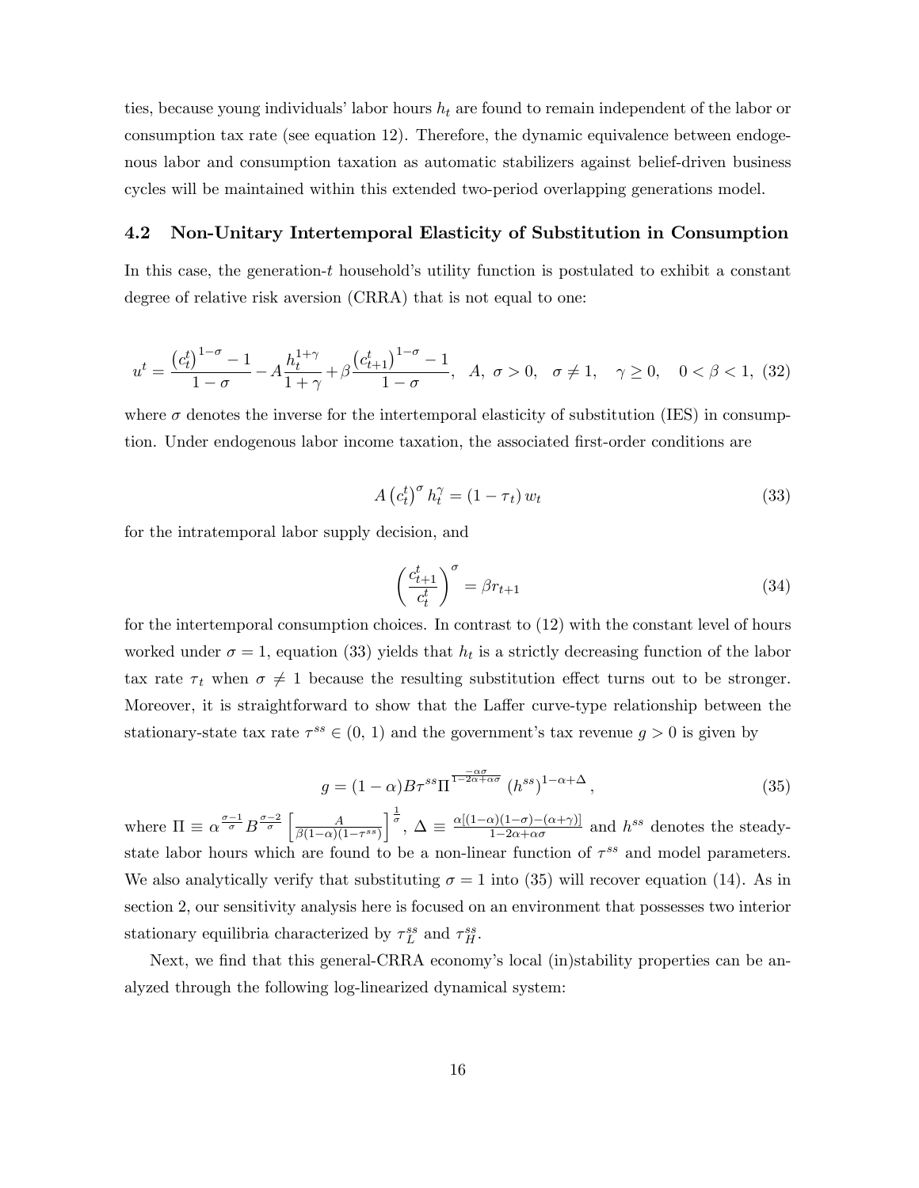ties, because young individuals' labor hours $h_t$ are found to remain independent of the labor or consumption tax rate (see equation 12). Therefore, the dynamic equivalence between endogenous labor and consumption taxation as automatic stabilizers against belief-driven business cycles will be maintained within this extended two-period overlapping generations model.

### 4.2 Non-Unitary Intertemporal Elasticity of Substitution in Consumption

In this case, the generation-$t$ household's utility function is postulated to exhibit a constant degree of relative risk aversion (CRRA) that is not equal to one:

$$u^t = \frac{\left(c_t^t\right)^{1-\sigma} - 1}{1-\sigma} - A\frac{h_t^{1+\gamma}}{1+\gamma} + \beta\frac{\left(c_{t+1}^t\right)^{1-\sigma} - 1}{1-\sigma}, \quad A,\ \sigma > 0, \quad \sigma \neq 1, \quad \gamma \geq 0, \quad 0 < \beta < 1, \tag{32}$$

where $\sigma$ denotes the inverse for the intertemporal elasticity of substitution (IES) in consumption. Under endogenous labor income taxation, the associated first-order conditions are

$$A\left(c_t^t\right)^{\sigma} h_t^{\gamma} = (1-\tau_t)\, w_t \tag{33}$$

for the intratemporal labor supply decision, and

$$\left(\frac{c_{t+1}^t}{c_t^t}\right)^{\sigma} = \beta r_{t+1} \tag{34}$$

for the intertemporal consumption choices. In contrast to (12) with the constant level of hours worked under $\sigma = 1$, equation (33) yields that $h_t$ is a strictly decreasing function of the labor tax rate $\tau_t$ when $\sigma \neq 1$ because the resulting substitution effect turns out to be stronger. Moreover, it is straightforward to show that the Laffer curve-type relationship between the stationary-state tax rate $\tau^{ss} \in (0, 1)$ and the government's tax revenue $g > 0$ is given by

$$g = (1-\alpha)B\tau^{ss}\Pi^{\frac{-\alpha\sigma}{1-2\alpha+\alpha\sigma}}\left(h^{ss}\right)^{1-\alpha+\Delta}, \tag{35}$$

where $\Pi \equiv \alpha^{\frac{\sigma-1}{\sigma}} B^{\frac{\sigma-2}{\sigma}} \left[\frac{A}{\beta(1-\alpha)(1-\tau^{ss})}\right]^{\frac{1}{\sigma}}$, $\Delta \equiv \frac{\alpha[(1-\alpha)(1-\sigma)-(\alpha+\gamma)]}{1-2\alpha+\alpha\sigma}$ and $h^{ss}$ denotes the steady-state labor hours which are found to be a non-linear function of $\tau^{ss}$ and model parameters. We also analytically verify that substituting $\sigma = 1$ into (35) will recover equation (14). As in section 2, our sensitivity analysis here is focused on an environment that possesses two interior stationary equilibria characterized by $\tau_L^{ss}$ and $\tau_H^{ss}$.

Next, we find that this general-CRRA economy's local (in)stability properties can be analyzed through the following log-linearized dynamical system: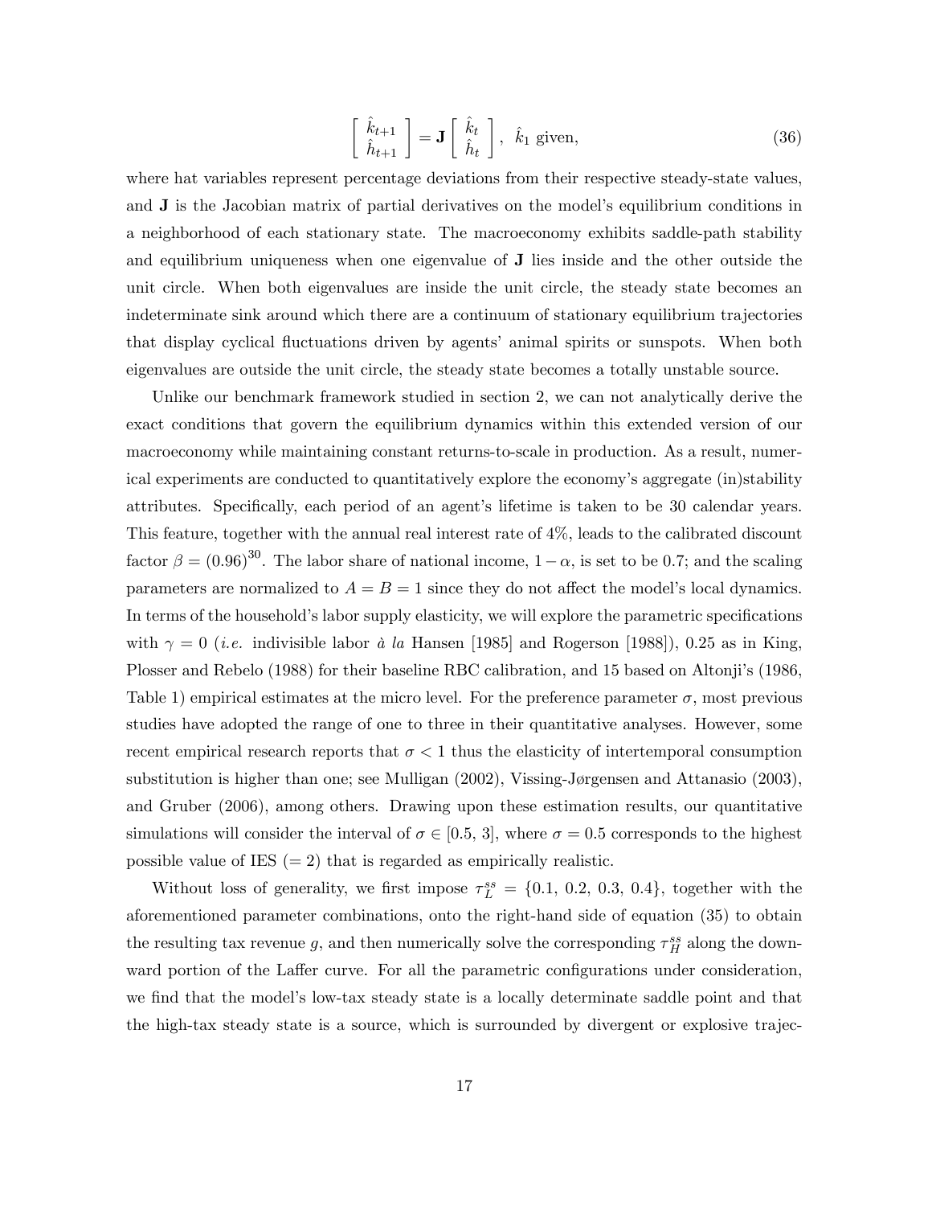$$
\begin{bmatrix} \hat{k}_{t+1} \\ \hat{h}_{t+1} \end{bmatrix} = \mathbf{J} \begin{bmatrix} \hat{k}_t \\ \hat{h}_t \end{bmatrix}, \;\; \hat{k}_1 \text{ given,} \tag{36}
$$

where hat variables represent percentage deviations from their respective steady-state values, and $\mathbf{J}$ is the Jacobian matrix of partial derivatives on the model's equilibrium conditions in a neighborhood of each stationary state. The macroeconomy exhibits saddle-path stability and equilibrium uniqueness when one eigenvalue of $\mathbf{J}$ lies inside and the other outside the unit circle. When both eigenvalues are inside the unit circle, the steady state becomes an indeterminate sink around which there are a continuum of stationary equilibrium trajectories that display cyclical fluctuations driven by agents' animal spirits or sunspots. When both eigenvalues are outside the unit circle, the steady state becomes a totally unstable source.

Unlike our benchmark framework studied in section 2, we can not analytically derive the exact conditions that govern the equilibrium dynamics within this extended version of our macroeconomy while maintaining constant returns-to-scale in production. As a result, numerical experiments are conducted to quantitatively explore the economy's aggregate (in)stability attributes. Specifically, each period of an agent's lifetime is taken to be 30 calendar years. This feature, together with the annual real interest rate of 4%, leads to the calibrated discount factor $\beta = (0.96)^{30}$. The labor share of national income, $1-\alpha$, is set to be 0.7; and the scaling parameters are normalized to $A = B = 1$ since they do not affect the model's local dynamics. In terms of the household's labor supply elasticity, we will explore the parametric specifications with $\gamma = 0$ (*i.e.* indivisible labor *à la* Hansen [1985] and Rogerson [1988]), 0.25 as in King, Plosser and Rebelo (1988) for their baseline RBC calibration, and 15 based on Altonji's (1986, Table 1) empirical estimates at the micro level. For the preference parameter $\sigma$, most previous studies have adopted the range of one to three in their quantitative analyses. However, some recent empirical research reports that $\sigma < 1$ thus the elasticity of intertemporal consumption substitution is higher than one; see Mulligan (2002), Vissing-Jørgensen and Attanasio (2003), and Gruber (2006), among others. Drawing upon these estimation results, our quantitative simulations will consider the interval of $\sigma \in [0.5, 3]$, where $\sigma = 0.5$ corresponds to the highest possible value of IES ($= 2$) that is regarded as empirically realistic.

Without loss of generality, we first impose $\tau_L^{ss} = \{0.1, 0.2, 0.3, 0.4\}$, together with the aforementioned parameter combinations, onto the right-hand side of equation (35) to obtain the resulting tax revenue $g$, and then numerically solve the corresponding $\tau_H^{ss}$ along the downward portion of the Laffer curve. For all the parametric configurations under consideration, we find that the model's low-tax steady state is a locally determinate saddle point and that the high-tax steady state is a source, which is surrounded by divergent or explosive trajec-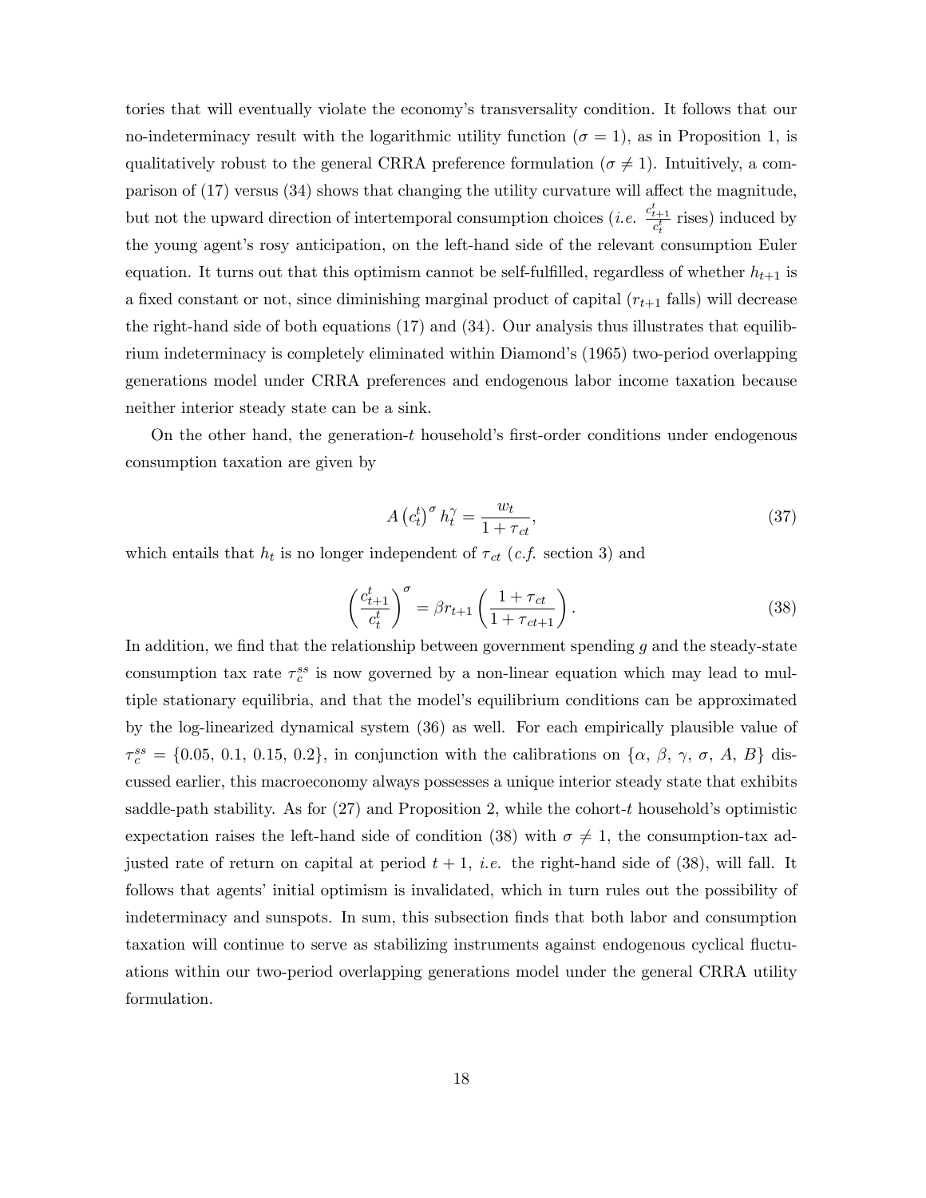tories that will eventually violate the economy's transversality condition. It follows that our no-indeterminacy result with the logarithmic utility function ($\sigma = 1$), as in Proposition 1, is qualitatively robust to the general CRRA preference formulation ($\sigma \neq 1$). Intuitively, a comparison of (17) versus (34) shows that changing the utility curvature will affect the magnitude, but not the upward direction of intertemporal consumption choices (*i.e.* $\frac{c_{t+1}^t}{c_t^t}$ rises) induced by the young agent's rosy anticipation, on the left-hand side of the relevant consumption Euler equation. It turns out that this optimism cannot be self-fulfilled, regardless of whether $h_{t+1}$ is a fixed constant or not, since diminishing marginal product of capital ($r_{t+1}$ falls) will decrease the right-hand side of both equations (17) and (34). Our analysis thus illustrates that equilibrium indeterminacy is completely eliminated within Diamond's (1965) two-period overlapping generations model under CRRA preferences and endogenous labor income taxation because neither interior steady state can be a sink.

On the other hand, the generation-$t$ household's first-order conditions under endogenous consumption taxation are given by

$$A \left(c_t^t\right)^{\sigma} h_t^{\gamma} = \frac{w_t}{1 + \tau_{ct}}, \tag{37}$$

which entails that $h_t$ is no longer independent of $\tau_{ct}$ (*c.f.* section 3) and

$$\left(\frac{c_{t+1}^t}{c_t^t}\right)^{\sigma} = \beta r_{t+1} \left(\frac{1 + \tau_{ct}}{1 + \tau_{ct+1}}\right). \tag{38}$$

In addition, we find that the relationship between government spending $g$ and the steady-state consumption tax rate $\tau_c^{ss}$ is now governed by a non-linear equation which may lead to multiple stationary equilibria, and that the model's equilibrium conditions can be approximated by the log-linearized dynamical system (36) as well. For each empirically plausible value of $\tau_c^{ss} = \{0.05,\ 0.1,\ 0.15,\ 0.2\}$, in conjunction with the calibrations on $\{\alpha,\ \beta,\ \gamma,\ \sigma,\ A,\ B\}$ discussed earlier, this macroeconomy always possesses a unique interior steady state that exhibits saddle-path stability. As for (27) and Proposition 2, while the cohort-$t$ household's optimistic expectation raises the left-hand side of condition (38) with $\sigma \neq 1$, the consumption-tax adjusted rate of return on capital at period $t+1$, *i.e.* the right-hand side of (38), will fall. It follows that agents' initial optimism is invalidated, which in turn rules out the possibility of indeterminacy and sunspots. In sum, this subsection finds that both labor and consumption taxation will continue to serve as stabilizing instruments against endogenous cyclical fluctuations within our two-period overlapping generations model under the general CRRA utility formulation.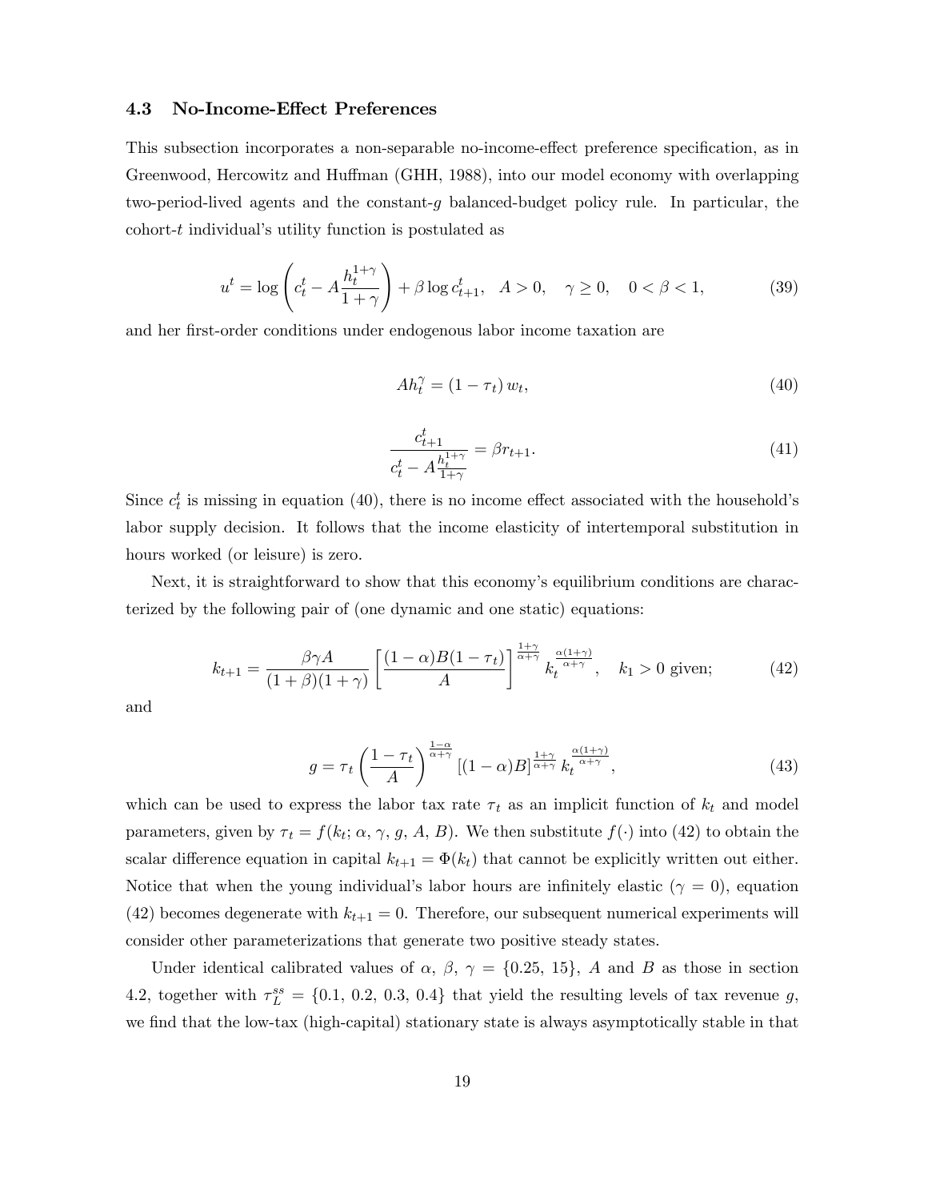### 4.3 No-Income-Effect Preferences

This subsection incorporates a non-separable no-income-effect preference specification, as in Greenwood, Hercowitz and Huffman (GHH, 1988), into our model economy with overlapping two-period-lived agents and the constant-$g$ balanced-budget policy rule. In particular, the cohort-$t$ individual's utility function is postulated as

$$u^t = \log\left(c_t^t - A\frac{h_t^{1+\gamma}}{1+\gamma}\right) + \beta \log c_{t+1}^t, \quad A > 0, \quad \gamma \geq 0, \quad 0 < \beta < 1, \tag{39}$$

and her first-order conditions under endogenous labor income taxation are

$$Ah_t^{\gamma} = (1-\tau_t)\, w_t, \tag{40}$$

$$\frac{c_{t+1}^t}{c_t^t - A\frac{h_t^{1+\gamma}}{1+\gamma}} = \beta r_{t+1}. \tag{41}$$

Since $c_t^t$ is missing in equation (40), there is no income effect associated with the household's labor supply decision. It follows that the income elasticity of intertemporal substitution in hours worked (or leisure) is zero.

Next, it is straightforward to show that this economy's equilibrium conditions are characterized by the following pair of (one dynamic and one static) equations:

$$k_{t+1} = \frac{\beta\gamma A}{(1+\beta)(1+\gamma)}\left[\frac{(1-\alpha)B(1-\tau_t)}{A}\right]^{\frac{1+\gamma}{\alpha+\gamma}} k_t^{\frac{\alpha(1+\gamma)}{\alpha+\gamma}}, \quad k_1 > 0 \text{ given;} \tag{42}$$

and

$$g = \tau_t\left(\frac{1-\tau_t}{A}\right)^{\frac{1-\alpha}{\alpha+\gamma}}\left[(1-\alpha)B\right]^{\frac{1+\gamma}{\alpha+\gamma}} k_t^{\frac{\alpha(1+\gamma)}{\alpha+\gamma}}, \tag{43}$$

which can be used to express the labor tax rate $\tau_t$ as an implicit function of $k_t$ and model parameters, given by $\tau_t = f(k_t;\, \alpha,\, \gamma,\, g,\, A,\, B)$. We then substitute $f(\cdot)$ into (42) to obtain the scalar difference equation in capital $k_{t+1} = \Phi(k_t)$ that cannot be explicitly written out either. Notice that when the young individual's labor hours are infinitely elastic ($\gamma = 0$), equation (42) becomes degenerate with $k_{t+1} = 0$. Therefore, our subsequent numerical experiments will consider other parameterizations that generate two positive steady states.

Under identical calibrated values of $\alpha$, $\beta$, $\gamma = \{0.25,\ 15\}$, $A$ and $B$ as those in section 4.2, together with $\tau_L^{ss} = \{0.1,\ 0.2,\ 0.3,\ 0.4\}$ that yield the resulting levels of tax revenue $g$, we find that the low-tax (high-capital) stationary state is always asymptotically stable in that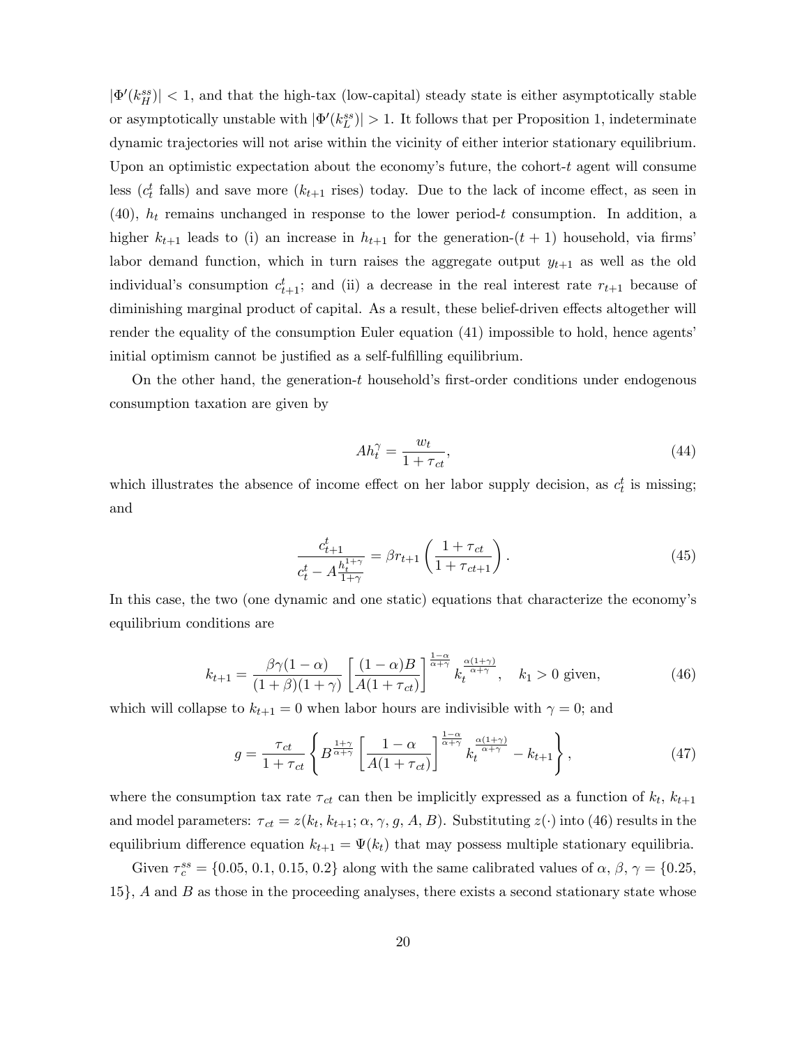$|\Phi'(k_H^{ss})| < 1$, and that the high-tax (low-capital) steady state is either asymptotically stable or asymptotically unstable with $|\Phi'(k_L^{ss})| > 1$. It follows that per Proposition 1, indeterminate dynamic trajectories will not arise within the vicinity of either interior stationary equilibrium. Upon an optimistic expectation about the economy's future, the cohort-$t$ agent will consume less ($c_t^t$ falls) and save more ($k_{t+1}$ rises) today. Due to the lack of income effect, as seen in (40), $h_t$ remains unchanged in response to the lower period-$t$ consumption. In addition, a higher $k_{t+1}$ leads to (i) an increase in $h_{t+1}$ for the generation-$(t+1)$ household, via firms' labor demand function, which in turn raises the aggregate output $y_{t+1}$ as well as the old individual's consumption $c_{t+1}^t$; and (ii) a decrease in the real interest rate $r_{t+1}$ because of diminishing marginal product of capital. As a result, these belief-driven effects altogether will render the equality of the consumption Euler equation (41) impossible to hold, hence agents' initial optimism cannot be justified as a self-fulfilling equilibrium.

On the other hand, the generation-$t$ household's first-order conditions under endogenous consumption taxation are given by

$$Ah_t^\gamma = \frac{w_t}{1+\tau_{ct}}, \tag{44}$$

which illustrates the absence of income effect on her labor supply decision, as $c_t^t$ is missing; and

$$\frac{c_{t+1}^t}{c_t^t - A\frac{h_t^{1+\gamma}}{1+\gamma}} = \beta r_{t+1}\left(\frac{1+\tau_{ct}}{1+\tau_{ct+1}}\right). \tag{45}$$

In this case, the two (one dynamic and one static) equations that characterize the economy's equilibrium conditions are

$$k_{t+1} = \frac{\beta\gamma(1-\alpha)}{(1+\beta)(1+\gamma)}\left[\frac{(1-\alpha)B}{A(1+\tau_{ct})}\right]^{\frac{1-\alpha}{\alpha+\gamma}} k_t^{\frac{\alpha(1+\gamma)}{\alpha+\gamma}}, \quad k_1 > 0 \text{ given}, \tag{46}$$

which will collapse to $k_{t+1} = 0$ when labor hours are indivisible with $\gamma = 0$; and

$$g = \frac{\tau_{ct}}{1+\tau_{ct}}\left\{B^{\frac{1+\gamma}{\alpha+\gamma}}\left[\frac{1-\alpha}{A(1+\tau_{ct})}\right]^{\frac{1-\alpha}{\alpha+\gamma}} k_t^{\frac{\alpha(1+\gamma)}{\alpha+\gamma}} - k_{t+1}\right\}, \tag{47}$$

where the consumption tax rate $\tau_{ct}$ can then be implicitly expressed as a function of $k_t$, $k_{t+1}$ and model parameters: $\tau_{ct} = z(k_t, k_{t+1}; \alpha, \gamma, g, A, B)$. Substituting $z(\cdot)$ into (46) results in the equilibrium difference equation $k_{t+1} = \Psi(k_t)$ that may possess multiple stationary equilibria.

Given $\tau_c^{ss} = \{0.05, 0.1, 0.15, 0.2\}$ along with the same calibrated values of $\alpha$, $\beta$, $\gamma = \{0.25, 15\}$, $A$ and $B$ as those in the proceeding analyses, there exists a second stationary state whose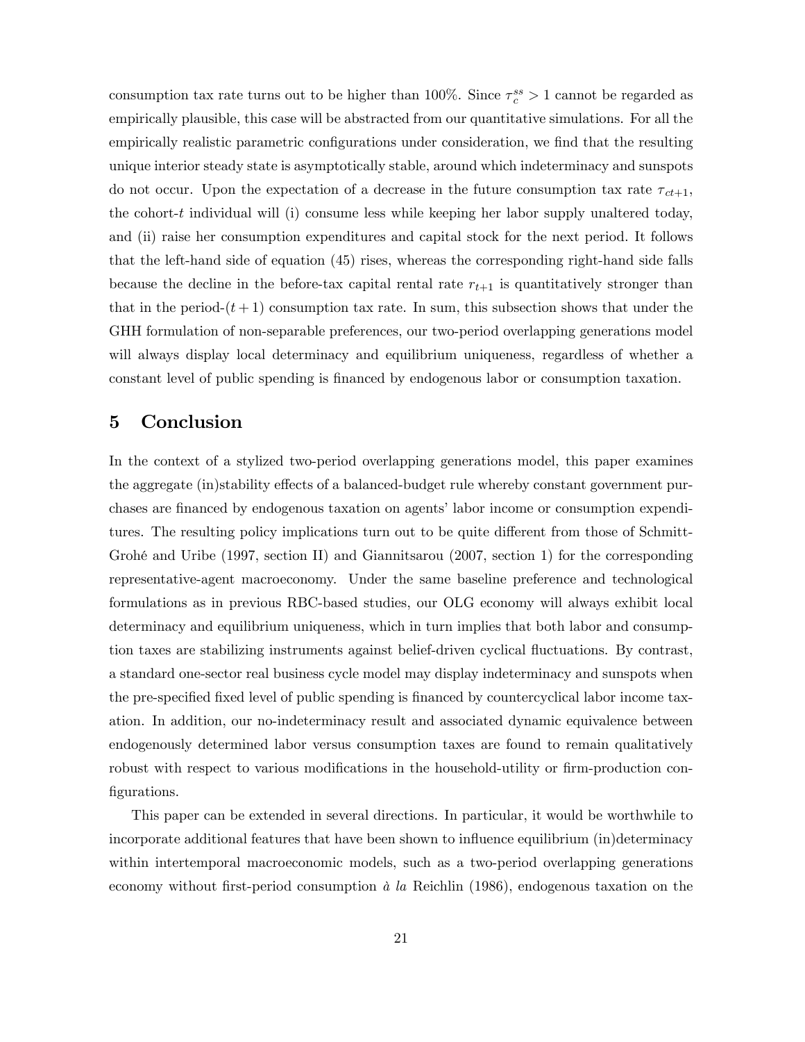consumption tax rate turns out to be higher than 100%. Since $\tau_c^{ss} > 1$ cannot be regarded as empirically plausible, this case will be abstracted from our quantitative simulations. For all the empirically realistic parametric configurations under consideration, we find that the resulting unique interior steady state is asymptotically stable, around which indeterminacy and sunspots do not occur. Upon the expectation of a decrease in the future consumption tax rate $\tau_{ct+1}$, the cohort-$t$ individual will (i) consume less while keeping her labor supply unaltered today, and (ii) raise her consumption expenditures and capital stock for the next period. It follows that the left-hand side of equation (45) rises, whereas the corresponding right-hand side falls because the decline in the before-tax capital rental rate $r_{t+1}$ is quantitatively stronger than that in the period-$(t+1)$ consumption tax rate. In sum, this subsection shows that under the GHH formulation of non-separable preferences, our two-period overlapping generations model will always display local determinacy and equilibrium uniqueness, regardless of whether a constant level of public spending is financed by endogenous labor or consumption taxation.

# 5 Conclusion

In the context of a stylized two-period overlapping generations model, this paper examines the aggregate (in)stability effects of a balanced-budget rule whereby constant government purchases are financed by endogenous taxation on agents' labor income or consumption expenditures. The resulting policy implications turn out to be quite different from those of Schmitt-Grohé and Uribe (1997, section II) and Giannitsarou (2007, section 1) for the corresponding representative-agent macroeconomy. Under the same baseline preference and technological formulations as in previous RBC-based studies, our OLG economy will always exhibit local determinacy and equilibrium uniqueness, which in turn implies that both labor and consumption taxes are stabilizing instruments against belief-driven cyclical fluctuations. By contrast, a standard one-sector real business cycle model may display indeterminacy and sunspots when the pre-specified fixed level of public spending is financed by countercyclical labor income taxation. In addition, our no-indeterminacy result and associated dynamic equivalence between endogenously determined labor versus consumption taxes are found to remain qualitatively robust with respect to various modifications in the household-utility or firm-production configurations.

This paper can be extended in several directions. In particular, it would be worthwhile to incorporate additional features that have been shown to influence equilibrium (in)determinacy within intertemporal macroeconomic models, such as a two-period overlapping generations economy without first-period consumption *à la* Reichlin (1986), endogenous taxation on the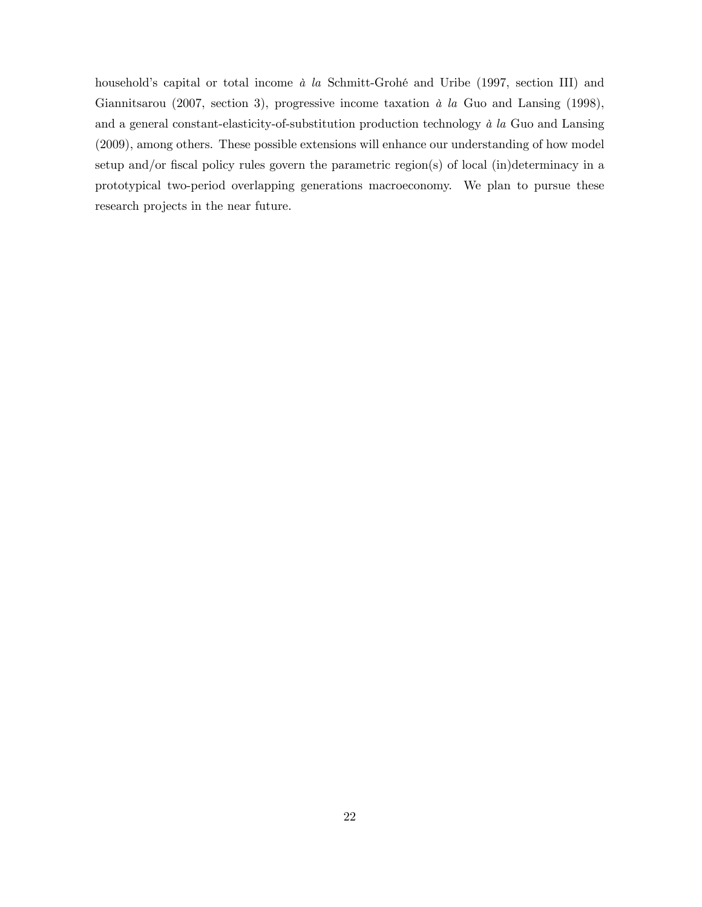household's capital or total income *à la* Schmitt-Grohé and Uribe (1997, section III) and Giannitsarou (2007, section 3), progressive income taxation *à la* Guo and Lansing (1998), and a general constant-elasticity-of-substitution production technology *à la* Guo and Lansing (2009), among others. These possible extensions will enhance our understanding of how model setup and/or fiscal policy rules govern the parametric region(s) of local (in)determinacy in a prototypical two-period overlapping generations macroeconomy. We plan to pursue these research projects in the near future.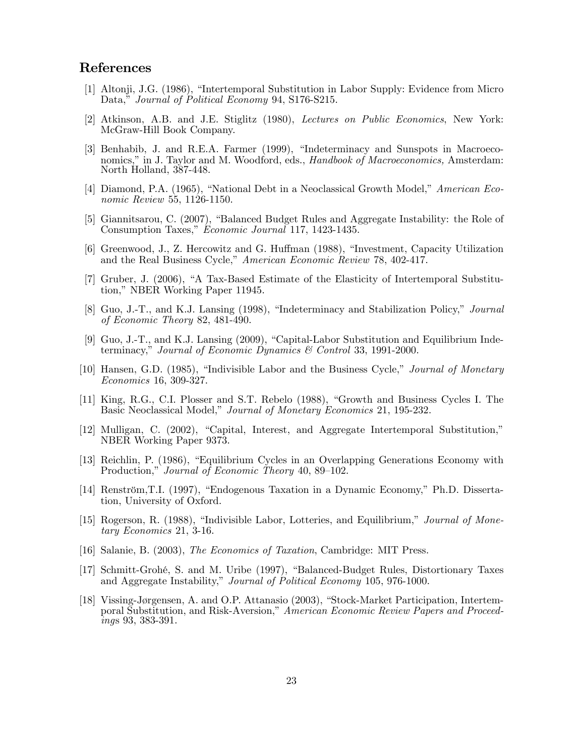## References

[1] Altonji, J.G. (1986), "Intertemporal Substitution in Labor Supply: Evidence from Micro Data," *Journal of Political Economy* 94, S176-S215.

[2] Atkinson, A.B. and J.E. Stiglitz (1980), *Lectures on Public Economics*, New York: McGraw-Hill Book Company.

[3] Benhabib, J. and R.E.A. Farmer (1999), "Indeterminacy and Sunspots in Macroeconomics," in J. Taylor and M. Woodford, eds., *Handbook of Macroeconomics,* Amsterdam: North Holland, 387-448.

[4] Diamond, P.A. (1965), "National Debt in a Neoclassical Growth Model," *American Economic Review* 55, 1126-1150.

[5] Giannitsarou, C. (2007), "Balanced Budget Rules and Aggregate Instability: the Role of Consumption Taxes," *Economic Journal* 117, 1423-1435.

[6] Greenwood, J., Z. Hercowitz and G. Huffman (1988), "Investment, Capacity Utilization and the Real Business Cycle," *American Economic Review* 78, 402-417.

[7] Gruber, J. (2006), "A Tax-Based Estimate of the Elasticity of Intertemporal Substitution," NBER Working Paper 11945.

[8] Guo, J.-T., and K.J. Lansing (1998), "Indeterminacy and Stabilization Policy," *Journal of Economic Theory* 82, 481-490.

[9] Guo, J.-T., and K.J. Lansing (2009), "Capital-Labor Substitution and Equilibrium Indeterminacy," *Journal of Economic Dynamics & Control* 33, 1991-2000.

[10] Hansen, G.D. (1985), "Indivisible Labor and the Business Cycle," *Journal of Monetary Economics* 16, 309-327.

[11] King, R.G., C.I. Plosser and S.T. Rebelo (1988), "Growth and Business Cycles I. The Basic Neoclassical Model," *Journal of Monetary Economics* 21, 195-232.

[12] Mulligan, C. (2002), "Capital, Interest, and Aggregate Intertemporal Substitution," NBER Working Paper 9373.

[13] Reichlin, P. (1986), "Equilibrium Cycles in an Overlapping Generations Economy with Production," *Journal of Economic Theory* 40, 89–102.

[14] Renström,T.I. (1997), "Endogenous Taxation in a Dynamic Economy," Ph.D. Dissertation, University of Oxford.

[15] Rogerson, R. (1988), "Indivisible Labor, Lotteries, and Equilibrium," *Journal of Monetary Economics* 21, 3-16.

[16] Salanie, B. (2003), *The Economics of Taxation*, Cambridge: MIT Press.

[17] Schmitt-Grohé, S. and M. Uribe (1997), "Balanced-Budget Rules, Distortionary Taxes and Aggregate Instability," *Journal of Political Economy* 105, 976-1000.

[18] Vissing-Jørgensen, A. and O.P. Attanasio (2003), "Stock-Market Participation, Intertemporal Substitution, and Risk-Aversion," *American Economic Review Papers and Proceedings* 93, 383-391.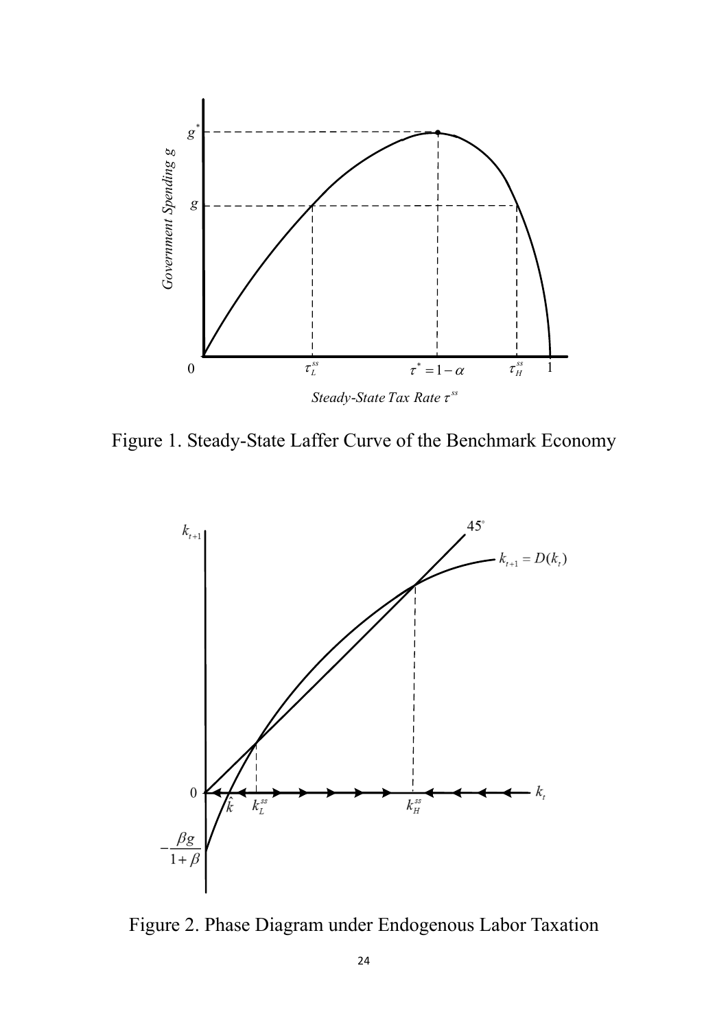Figure 1. Steady-State Laffer Curve of the Benchmark Economy

Figure 2. Phase Diagram under Endogenous Labor Taxation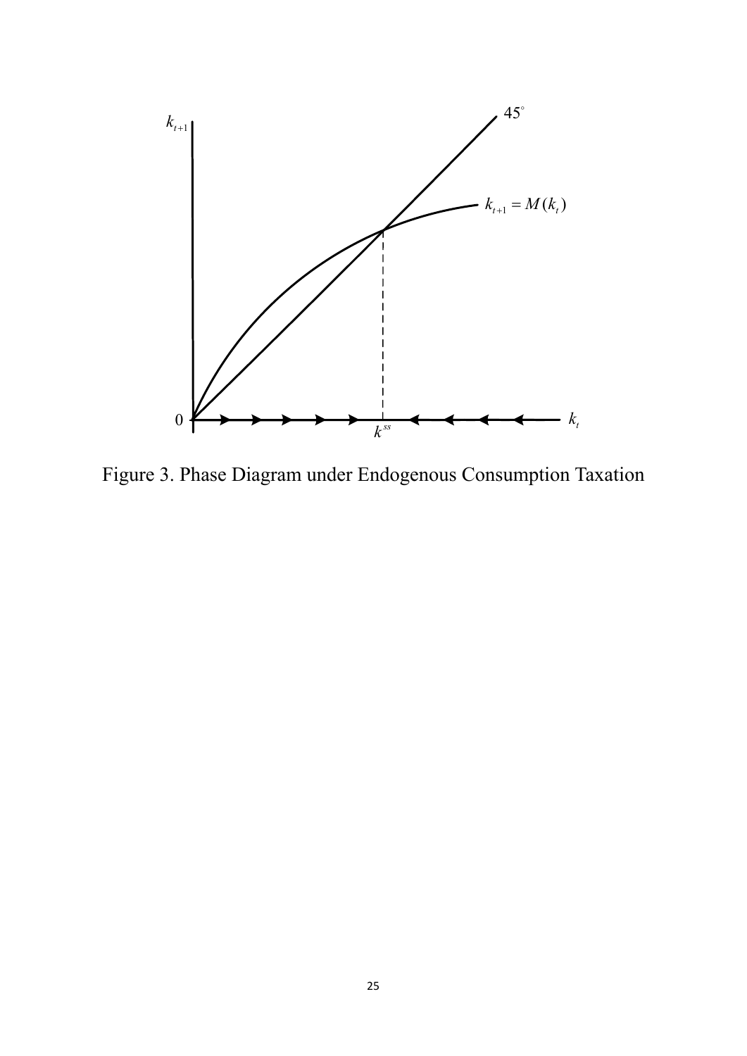$k_{t+1}$

$45^{\circ}$

$k_{t+1} = M(k_t)$

0

$k^{ss}$

$k_t$

Figure 3. Phase Diagram under Endogenous Consumption Taxation